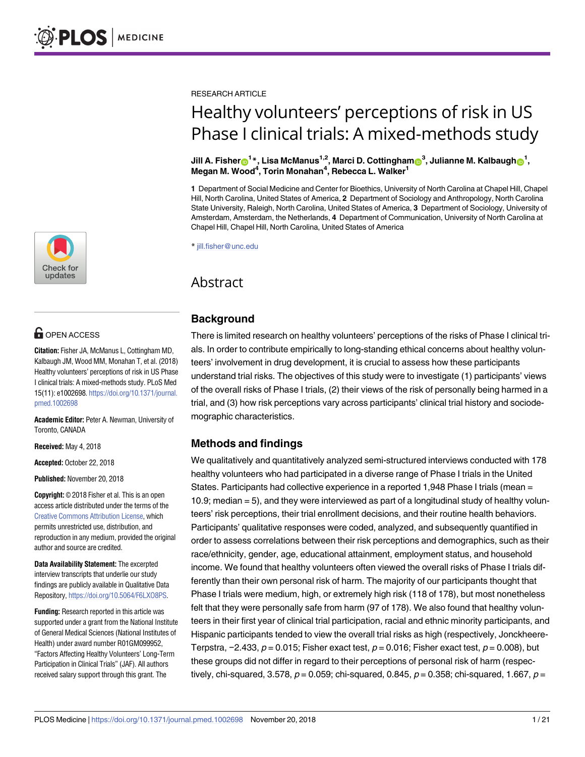RESEARCH ARTICLE

# Healthy volunteers' perceptions of risk in US Phase I clinical trials: A mixed-methods study

**Jill A. Fisher[1]*, Lisa McManus[1,2], Marci D. Cottingham[3], Julianne M. Kalbaugh[1], Megan M. Wood[4], Torin Monahan[4], Rebecca L. Walker[1]**

**1** Department of Social Medicine and Center for Bioethics, University of North Carolina at Chapel Hill, Chapel Hill, North Carolina, United States of America, **2** Department of Sociology and Anthropology, North Carolina State University, Raleigh, North Carolina, United States of America, **3** Department of Sociology, University of Amsterdam, Amsterdam, the Netherlands, **4** Department of Communication, University of North Carolina at Chapel Hill, Chapel Hill, North Carolina, United States of America

* jill.fisher@unc.edu

OPEN ACCESS

**Citation:** Fisher JA, McManus L, Cottingham MD, Kalbaugh JM, Wood MM, Monahan T, et al. (2018) Healthy volunteers' perceptions of risk in US Phase I clinical trials: A mixed-methods study. PLoS Med 15(11): e1002698. https://doi.org/10.1371/journal.pmed.1002698

**Academic Editor:** Peter A. Newman, University of Toronto, CANADA

**Received:** May 4, 2018

**Accepted:** October 22, 2018

**Published:** November 20, 2018

**Copyright:** © 2018 Fisher et al. This is an open access article distributed under the terms of the Creative Commons Attribution License, which permits unrestricted use, distribution, and reproduction in any medium, provided the original author and source are credited.

**Data Availability Statement:** The excerpted interview transcripts that underlie our study findings are publicly available in Qualitative Data Repository, https://doi.org/10.5064/F6LXO8PS.

**Funding:** Research reported in this article was supported under a grant from the National Institute of General Medical Sciences (National Institutes of Health) under award number R01GM099952, "Factors Affecting Healthy Volunteers' Long-Term Participation in Clinical Trials" (JAF). All authors received salary support through this grant. The

## Abstract

### Background

There is limited research on healthy volunteers' perceptions of the risks of Phase I clinical trials. In order to contribute empirically to long-standing ethical concerns about healthy volunteers' involvement in drug development, it is crucial to assess how these participants understand trial risks. The objectives of this study were to investigate (1) participants' views of the overall risks of Phase I trials, (2) their views of the risk of personally being harmed in a trial, and (3) how risk perceptions vary across participants' clinical trial history and sociodemographic characteristics.

### Methods and findings

We qualitatively and quantitatively analyzed semi-structured interviews conducted with 178 healthy volunteers who had participated in a diverse range of Phase I trials in the United States. Participants had collective experience in a reported 1,948 Phase I trials (mean = 10.9; median = 5), and they were interviewed as part of a longitudinal study of healthy volunteers' risk perceptions, their trial enrollment decisions, and their routine health behaviors. Participants' qualitative responses were coded, analyzed, and subsequently quantified in order to assess correlations between their risk perceptions and demographics, such as their race/ethnicity, gender, age, educational attainment, employment status, and household income. We found that healthy volunteers often viewed the overall risks of Phase I trials differently than their own personal risk of harm. The majority of our participants thought that Phase I trials were medium, high, or extremely high risk (118 of 178), but most nonetheless felt that they were personally safe from harm (97 of 178). We also found that healthy volunteers in their first year of clinical trial participation, racial and ethnic minority participants, and Hispanic participants tended to view the overall trial risks as high (respectively, Jonckheere-Terpstra, −2.433, $p = 0.015$; Fisher exact test, $p = 0.016$; Fisher exact test, $p = 0.008$), but these groups did not differ in regard to their perceptions of personal risk of harm (respectively, chi-squared, 3.578, $p = 0.059$; chi-squared, 0.845, $p = 0.358$; chi-squared, 1.667, $p =$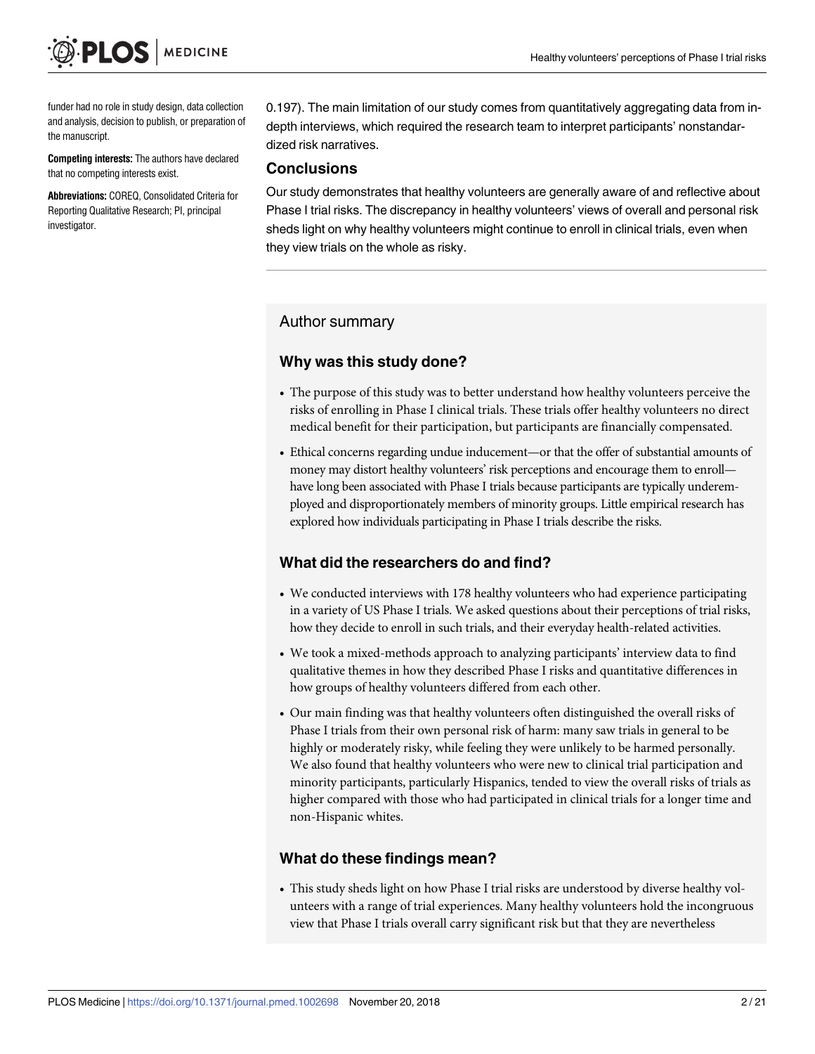funder had no role in study design, data collection and analysis, decision to publish, or preparation of the manuscript.

**Competing interests:** The authors have declared that no competing interests exist.

**Abbreviations:** COREQ, Consolidated Criteria for Reporting Qualitative Research; PI, principal investigator.

0.197). The main limitation of our study comes from quantitatively aggregating data from in-depth interviews, which required the research team to interpret participants' nonstandardized risk narratives.

### Conclusions

Our study demonstrates that healthy volunteers are generally aware of and reflective about Phase I trial risks. The discrepancy in healthy volunteers' views of overall and personal risk sheds light on why healthy volunteers might continue to enroll in clinical trials, even when they view trials on the whole as risky.

## Author summary

### Why was this study done?

- The purpose of this study was to better understand how healthy volunteers perceive the risks of enrolling in Phase I clinical trials. These trials offer healthy volunteers no direct medical benefit for their participation, but participants are financially compensated.
- Ethical concerns regarding undue inducement—or that the offer of substantial amounts of money may distort healthy volunteers' risk perceptions and encourage them to enroll—have long been associated with Phase I trials because participants are typically underemployed and disproportionately members of minority groups. Little empirical research has explored how individuals participating in Phase I trials describe the risks.

### What did the researchers do and find?

- We conducted interviews with 178 healthy volunteers who had experience participating in a variety of US Phase I trials. We asked questions about their perceptions of trial risks, how they decide to enroll in such trials, and their everyday health-related activities.
- We took a mixed-methods approach to analyzing participants' interview data to find qualitative themes in how they described Phase I risks and quantitative differences in how groups of healthy volunteers differed from each other.
- Our main finding was that healthy volunteers often distinguished the overall risks of Phase I trials from their own personal risk of harm: many saw trials in general to be highly or moderately risky, while feeling they were unlikely to be harmed personally. We also found that healthy volunteers who were new to clinical trial participation and minority participants, particularly Hispanics, tended to view the overall risks of trials as higher compared with those who had participated in clinical trials for a longer time and non-Hispanic whites.

### What do these findings mean?

- This study sheds light on how Phase I trial risks are understood by diverse healthy volunteers with a range of trial experiences. Many healthy volunteers hold the incongruous view that Phase I trials overall carry significant risk but that they are nevertheless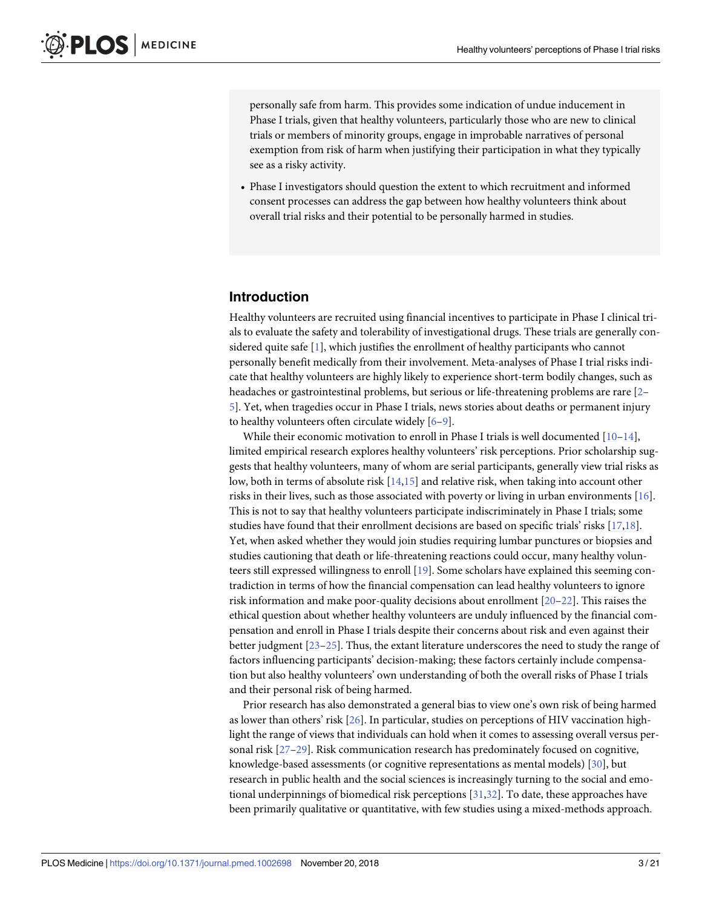personally safe from harm. This provides some indication of undue inducement in Phase I trials, given that healthy volunteers, particularly those who are new to clinical trials or members of minority groups, engage in improbable narratives of personal exemption from risk of harm when justifying their participation in what they typically see as a risky activity.

- Phase I investigators should question the extent to which recruitment and informed consent processes can address the gap between how healthy volunteers think about overall trial risks and their potential to be personally harmed in studies.

## Introduction

Healthy volunteers are recruited using financial incentives to participate in Phase I clinical trials to evaluate the safety and tolerability of investigational drugs. These trials are generally considered quite safe [1], which justifies the enrollment of healthy participants who cannot personally benefit medically from their involvement. Meta-analyses of Phase I trial risks indicate that healthy volunteers are highly likely to experience short-term bodily changes, such as headaches or gastrointestinal problems, but serious or life-threatening problems are rare [2–5]. Yet, when tragedies occur in Phase I trials, news stories about deaths or permanent injury to healthy volunteers often circulate widely [6–9].

While their economic motivation to enroll in Phase I trials is well documented [10–14], limited empirical research explores healthy volunteers' risk perceptions. Prior scholarship suggests that healthy volunteers, many of whom are serial participants, generally view trial risks as low, both in terms of absolute risk [14,15] and relative risk, when taking into account other risks in their lives, such as those associated with poverty or living in urban environments [16]. This is not to say that healthy volunteers participate indiscriminately in Phase I trials; some studies have found that their enrollment decisions are based on specific trials' risks [17,18]. Yet, when asked whether they would join studies requiring lumbar punctures or biopsies and studies cautioning that death or life-threatening reactions could occur, many healthy volunteers still expressed willingness to enroll [19]. Some scholars have explained this seeming contradiction in terms of how the financial compensation can lead healthy volunteers to ignore risk information and make poor-quality decisions about enrollment [20–22]. This raises the ethical question about whether healthy volunteers are unduly influenced by the financial compensation and enroll in Phase I trials despite their concerns about risk and even against their better judgment [23–25]. Thus, the extant literature underscores the need to study the range of factors influencing participants' decision-making; these factors certainly include compensation but also healthy volunteers' own understanding of both the overall risks of Phase I trials and their personal risk of being harmed.

Prior research has also demonstrated a general bias to view one's own risk of being harmed as lower than others' risk [26]. In particular, studies on perceptions of HIV vaccination highlight the range of views that individuals can hold when it comes to assessing overall versus personal risk [27–29]. Risk communication research has predominately focused on cognitive, knowledge-based assessments (or cognitive representations as mental models) [30], but research in public health and the social sciences is increasingly turning to the social and emotional underpinnings of biomedical risk perceptions [31,32]. To date, these approaches have been primarily qualitative or quantitative, with few studies using a mixed-methods approach.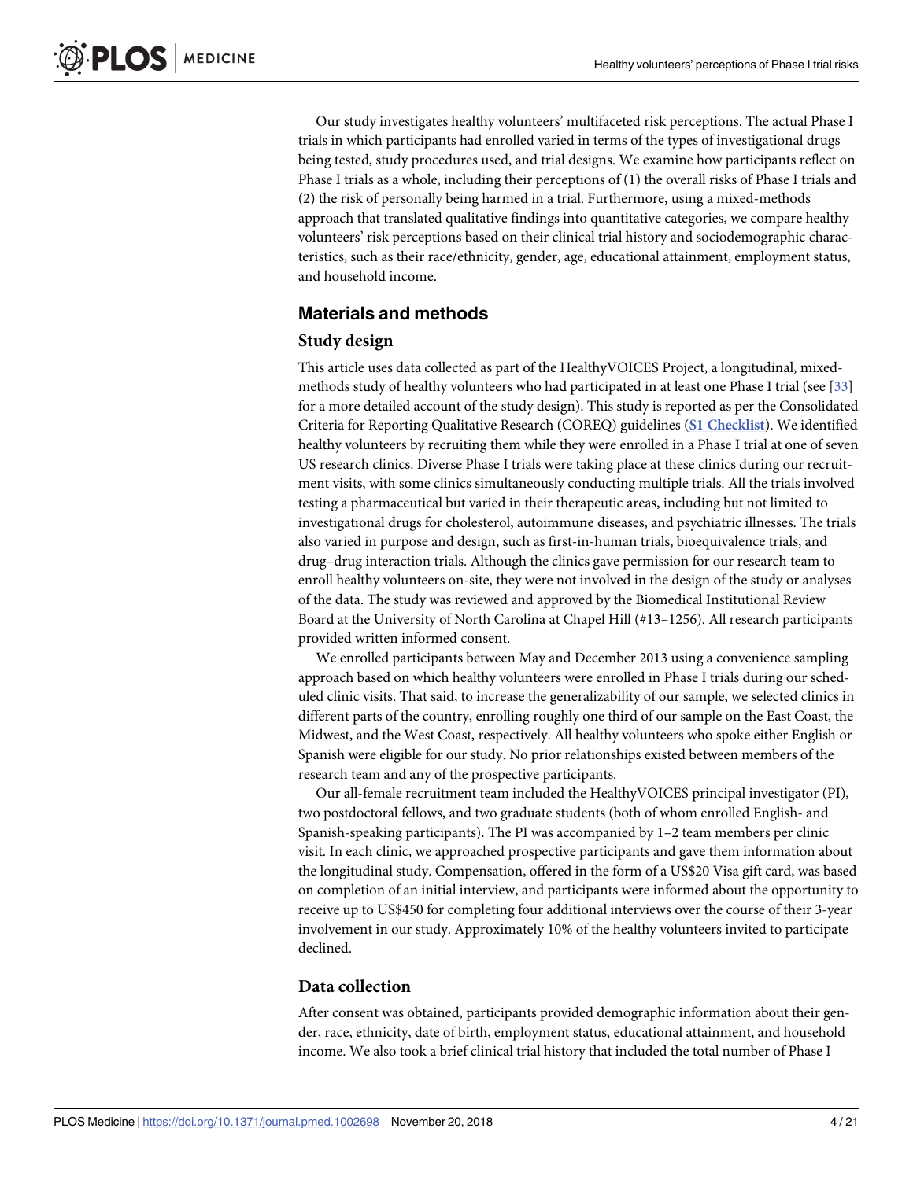Our study investigates healthy volunteers' multifaceted risk perceptions. The actual Phase I trials in which participants had enrolled varied in terms of the types of investigational drugs being tested, study procedures used, and trial designs. We examine how participants reflect on Phase I trials as a whole, including their perceptions of (1) the overall risks of Phase I trials and (2) the risk of personally being harmed in a trial. Furthermore, using a mixed-methods approach that translated qualitative findings into quantitative categories, we compare healthy volunteers' risk perceptions based on their clinical trial history and sociodemographic characteristics, such as their race/ethnicity, gender, age, educational attainment, employment status, and household income.

## Materials and methods

### Study design

This article uses data collected as part of the HealthyVOICES Project, a longitudinal, mixed-methods study of healthy volunteers who had participated in at least one Phase I trial (see [33] for a more detailed account of the study design). This study is reported as per the Consolidated Criteria for Reporting Qualitative Research (COREQ) guidelines (**S1 Checklist**). We identified healthy volunteers by recruiting them while they were enrolled in a Phase I trial at one of seven US research clinics. Diverse Phase I trials were taking place at these clinics during our recruitment visits, with some clinics simultaneously conducting multiple trials. All the trials involved testing a pharmaceutical but varied in their therapeutic areas, including but not limited to investigational drugs for cholesterol, autoimmune diseases, and psychiatric illnesses. The trials also varied in purpose and design, such as first-in-human trials, bioequivalence trials, and drug–drug interaction trials. Although the clinics gave permission for our research team to enroll healthy volunteers on-site, they were not involved in the design of the study or analyses of the data. The study was reviewed and approved by the Biomedical Institutional Review Board at the University of North Carolina at Chapel Hill (#13–1256). All research participants provided written informed consent.

We enrolled participants between May and December 2013 using a convenience sampling approach based on which healthy volunteers were enrolled in Phase I trials during our scheduled clinic visits. That said, to increase the generalizability of our sample, we selected clinics in different parts of the country, enrolling roughly one third of our sample on the East Coast, the Midwest, and the West Coast, respectively. All healthy volunteers who spoke either English or Spanish were eligible for our study. No prior relationships existed between members of the research team and any of the prospective participants.

Our all-female recruitment team included the HealthyVOICES principal investigator (PI), two postdoctoral fellows, and two graduate students (both of whom enrolled English- and Spanish-speaking participants). The PI was accompanied by 1–2 team members per clinic visit. In each clinic, we approached prospective participants and gave them information about the longitudinal study. Compensation, offered in the form of a US$20 Visa gift card, was based on completion of an initial interview, and participants were informed about the opportunity to receive up to US$450 for completing four additional interviews over the course of their 3-year involvement in our study. Approximately 10% of the healthy volunteers invited to participate declined.

### Data collection

After consent was obtained, participants provided demographic information about their gender, race, ethnicity, date of birth, employment status, educational attainment, and household income. We also took a brief clinical trial history that included the total number of Phase I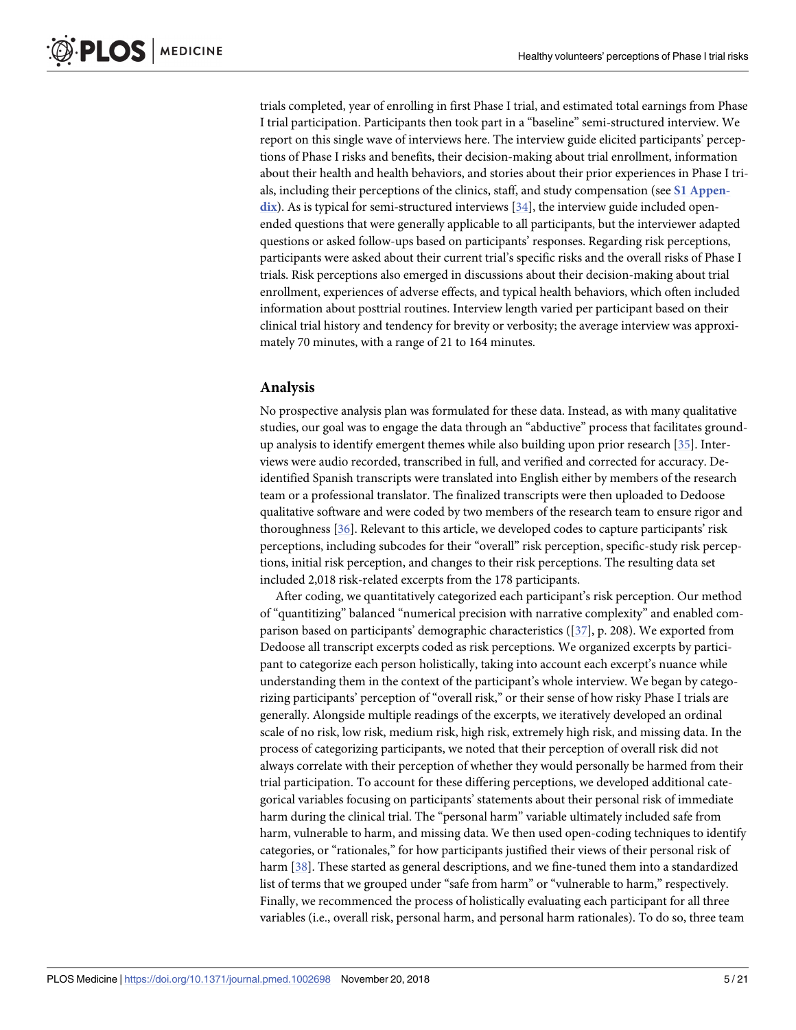trials completed, year of enrolling in first Phase I trial, and estimated total earnings from Phase I trial participation. Participants then took part in a "baseline" semi-structured interview. We report on this single wave of interviews here. The interview guide elicited participants' perceptions of Phase I risks and benefits, their decision-making about trial enrollment, information about their health and health behaviors, and stories about their prior experiences in Phase I trials, including their perceptions of the clinics, staff, and study compensation (see S1 Appendix). As is typical for semi-structured interviews [34], the interview guide included open-ended questions that were generally applicable to all participants, but the interviewer adapted questions or asked follow-ups based on participants' responses. Regarding risk perceptions, participants were asked about their current trial's specific risks and the overall risks of Phase I trials. Risk perceptions also emerged in discussions about their decision-making about trial enrollment, experiences of adverse effects, and typical health behaviors, which often included information about posttrial routines. Interview length varied per participant based on their clinical trial history and tendency for brevity or verbosity; the average interview was approximately 70 minutes, with a range of 21 to 164 minutes.

## Analysis

No prospective analysis plan was formulated for these data. Instead, as with many qualitative studies, our goal was to engage the data through an "abductive" process that facilitates ground-up analysis to identify emergent themes while also building upon prior research [35]. Interviews were audio recorded, transcribed in full, and verified and corrected for accuracy. De-identified Spanish transcripts were translated into English either by members of the research team or a professional translator. The finalized transcripts were then uploaded to Dedoose qualitative software and were coded by two members of the research team to ensure rigor and thoroughness [36]. Relevant to this article, we developed codes to capture participants' risk perceptions, including subcodes for their "overall" risk perception, specific-study risk perceptions, initial risk perception, and changes to their risk perceptions. The resulting data set included 2,018 risk-related excerpts from the 178 participants.

After coding, we quantitatively categorized each participant's risk perception. Our method of "quantitizing" balanced "numerical precision with narrative complexity" and enabled comparison based on participants' demographic characteristics ([37], p. 208). We exported from Dedoose all transcript excerpts coded as risk perceptions. We organized excerpts by participant to categorize each person holistically, taking into account each excerpt's nuance while understanding them in the context of the participant's whole interview. We began by categorizing participants' perception of "overall risk," or their sense of how risky Phase I trials are generally. Alongside multiple readings of the excerpts, we iteratively developed an ordinal scale of no risk, low risk, medium risk, high risk, extremely high risk, and missing data. In the process of categorizing participants, we noted that their perception of overall risk did not always correlate with their perception of whether they would personally be harmed from their trial participation. To account for these differing perceptions, we developed additional categorical variables focusing on participants' statements about their personal risk of immediate harm during the clinical trial. The "personal harm" variable ultimately included safe from harm, vulnerable to harm, and missing data. We then used open-coding techniques to identify categories, or "rationales," for how participants justified their views of their personal risk of harm [38]. These started as general descriptions, and we fine-tuned them into a standardized list of terms that we grouped under "safe from harm" or "vulnerable to harm," respectively. Finally, we recommenced the process of holistically evaluating each participant for all three variables (i.e., overall risk, personal harm, and personal harm rationales). To do so, three team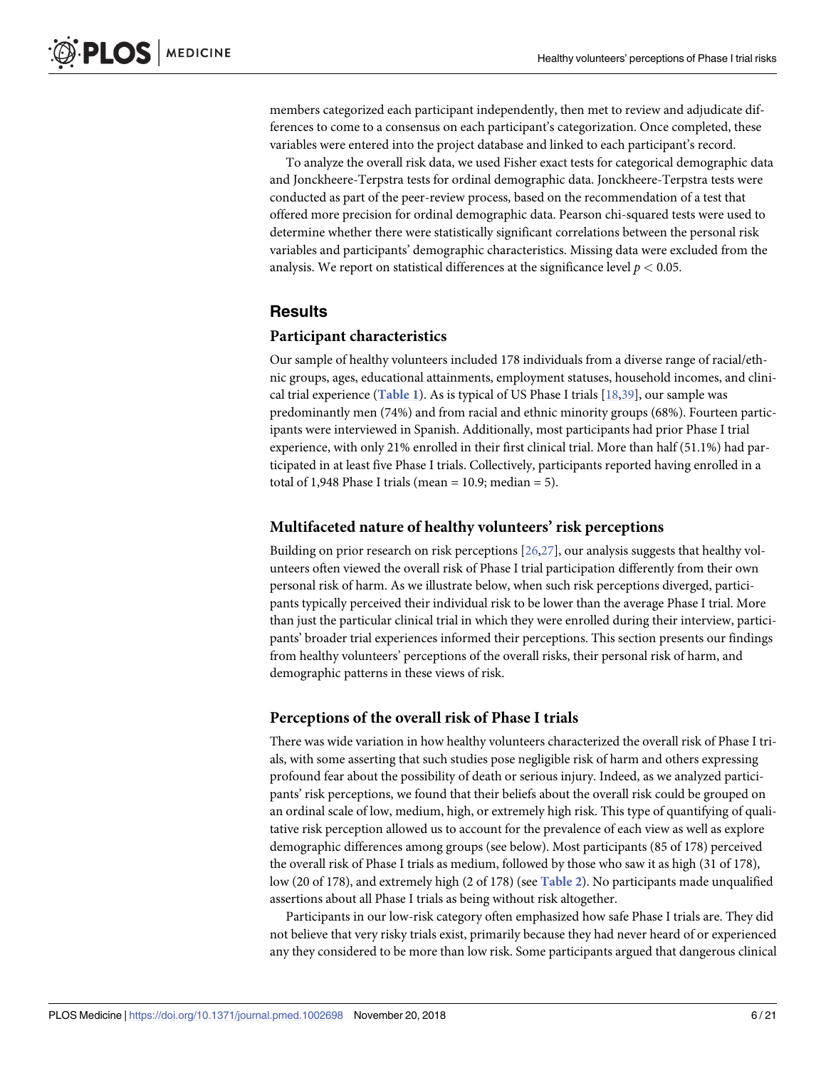members categorized each participant independently, then met to review and adjudicate differences to come to a consensus on each participant's categorization. Once completed, these variables were entered into the project database and linked to each participant's record.

To analyze the overall risk data, we used Fisher exact tests for categorical demographic data and Jonckheere-Terpstra tests for ordinal demographic data. Jonckheere-Terpstra tests were conducted as part of the peer-review process, based on the recommendation of a test that offered more precision for ordinal demographic data. Pearson chi-squared tests were used to determine whether there were statistically significant correlations between the personal risk variables and participants' demographic characteristics. Missing data were excluded from the analysis. We report on statistical differences at the significance level $p < 0.05$.

## Results

### Participant characteristics

Our sample of healthy volunteers included 178 individuals from a diverse range of racial/ethnic groups, ages, educational attainments, employment statuses, household incomes, and clinical trial experience (**Table 1**). As is typical of US Phase I trials [18,39], our sample was predominantly men (74%) and from racial and ethnic minority groups (68%). Fourteen participants were interviewed in Spanish. Additionally, most participants had prior Phase I trial experience, with only 21% enrolled in their first clinical trial. More than half (51.1%) had participated in at least five Phase I trials. Collectively, participants reported having enrolled in a total of 1,948 Phase I trials (mean = 10.9; median = 5).

### Multifaceted nature of healthy volunteers' risk perceptions

Building on prior research on risk perceptions [26,27], our analysis suggests that healthy volunteers often viewed the overall risk of Phase I trial participation differently from their own personal risk of harm. As we illustrate below, when such risk perceptions diverged, participants typically perceived their individual risk to be lower than the average Phase I trial. More than just the particular clinical trial in which they were enrolled during their interview, participants' broader trial experiences informed their perceptions. This section presents our findings from healthy volunteers' perceptions of the overall risks, their personal risk of harm, and demographic patterns in these views of risk.

### Perceptions of the overall risk of Phase I trials

There was wide variation in how healthy volunteers characterized the overall risk of Phase I trials, with some asserting that such studies pose negligible risk of harm and others expressing profound fear about the possibility of death or serious injury. Indeed, as we analyzed participants' risk perceptions, we found that their beliefs about the overall risk could be grouped on an ordinal scale of low, medium, high, or extremely high risk. This type of quantifying of qualitative risk perception allowed us to account for the prevalence of each view as well as explore demographic differences among groups (see below). Most participants (85 of 178) perceived the overall risk of Phase I trials as medium, followed by those who saw it as high (31 of 178), low (20 of 178), and extremely high (2 of 178) (see **Table 2**). No participants made unqualified assertions about all Phase I trials as being without risk altogether.

Participants in our low-risk category often emphasized how safe Phase I trials are. They did not believe that very risky trials exist, primarily because they had never heard of or experienced any they considered to be more than low risk. Some participants argued that dangerous clinical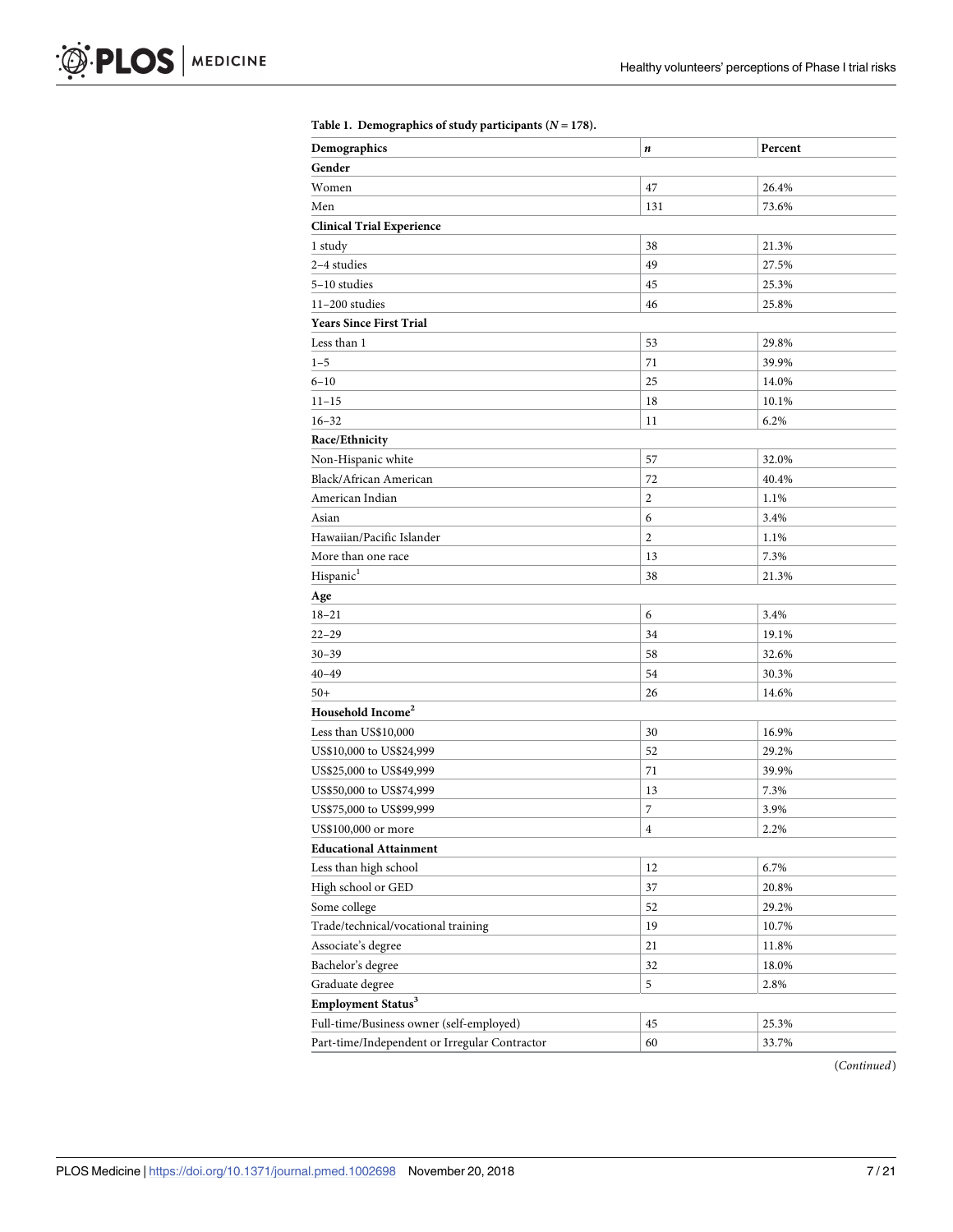**Table 1. Demographics of study participants ($N = 178$).**

| Demographics | *n* | Percent |
|---|---|---|
| **Gender** | | |
| Women | 47 | 26.4% |
| Men | 131 | 73.6% |
| **Clinical Trial Experience** | | |
| 1 study | 38 | 21.3% |
| 2–4 studies | 49 | 27.5% |
| 5–10 studies | 45 | 25.3% |
| 11–200 studies | 46 | 25.8% |
| **Years Since First Trial** | | |
| Less than 1 | 53 | 29.8% |
| 1–5 | 71 | 39.9% |
| 6–10 | 25 | 14.0% |
| 11–15 | 18 | 10.1% |
| 16–32 | 11 | 6.2% |
| **Race/Ethnicity** | | |
| Non-Hispanic white | 57 | 32.0% |
| Black/African American | 72 | 40.4% |
| American Indian | 2 | 1.1% |
| Asian | 6 | 3.4% |
| Hawaiian/Pacific Islander | 2 | 1.1% |
| More than one race | 13 | 7.3% |
| Hispanic[1] | 38 | 21.3% |
| **Age** | | |
| 18–21 | 6 | 3.4% |
| 22–29 | 34 | 19.1% |
| 30–39 | 58 | 32.6% |
| 40–49 | 54 | 30.3% |
| 50+ | 26 | 14.6% |
| **Household Income[2]** | | |
| Less than US$10,000 | 30 | 16.9% |
| US$10,000 to US$24,999 | 52 | 29.2% |
| US$25,000 to US$49,999 | 71 | 39.9% |
| US$50,000 to US$74,999 | 13 | 7.3% |
| US$75,000 to US$99,999 | 7 | 3.9% |
| US$100,000 or more | 4 | 2.2% |
| **Educational Attainment** | | |
| Less than high school | 12 | 6.7% |
| High school or GED | 37 | 20.8% |
| Some college | 52 | 29.2% |
| Trade/technical/vocational training | 19 | 10.7% |
| Associate's degree | 21 | 11.8% |
| Bachelor's degree | 32 | 18.0% |
| Graduate degree | 5 | 2.8% |
| **Employment Status[3]** | | |
| Full-time/Business owner (self-employed) | 45 | 25.3% |
| Part-time/Independent or Irregular Contractor | 60 | 33.7% |

(*Continued*)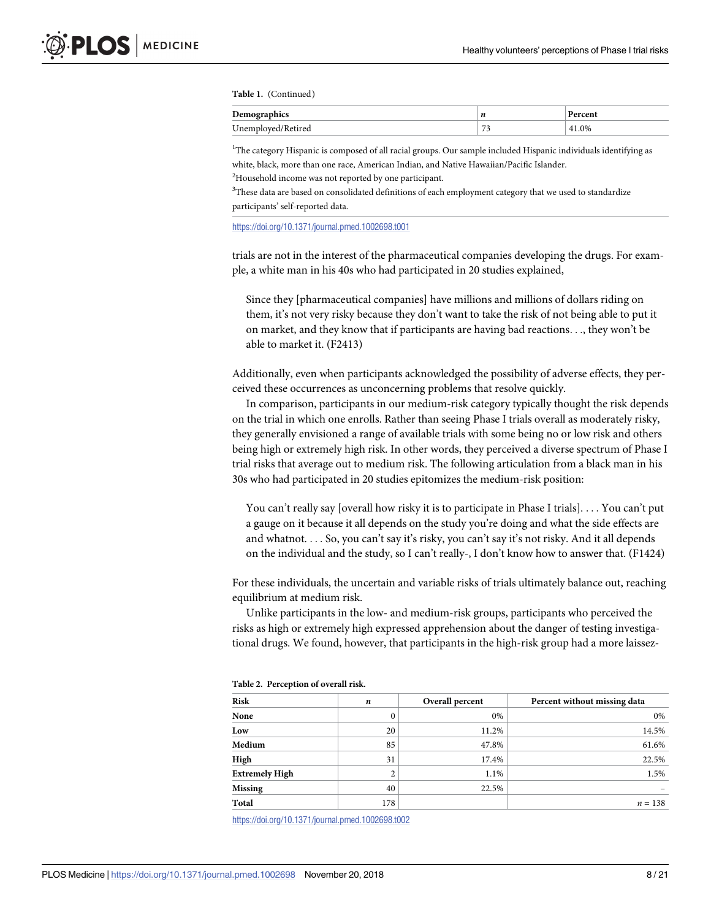**Table 1.** (Continued)

| Demographics | *n* | Percent |
|---|---|---|
| Unemployed/Retired | 73 | 41.0% |

[1]The category Hispanic is composed of all racial groups. Our sample included Hispanic individuals identifying as white, black, more than one race, American Indian, and Native Hawaiian/Pacific Islander.

[2]Household income was not reported by one participant.

[3]These data are based on consolidated definitions of each employment category that we used to standardize participants' self-reported data.

https://doi.org/10.1371/journal.pmed.1002698.t001

trials are not in the interest of the pharmaceutical companies developing the drugs. For example, a white man in his 40s who had participated in 20 studies explained,

> Since they [pharmaceutical companies] have millions and millions of dollars riding on them, it's not very risky because they don't want to take the risk of not being able to put it on market, and they know that if participants are having bad reactions. . ., they won't be able to market it. (F2413)

Additionally, even when participants acknowledged the possibility of adverse effects, they perceived these occurrences as unconcerning problems that resolve quickly.

In comparison, participants in our medium-risk category typically thought the risk depends on the trial in which one enrolls. Rather than seeing Phase I trials overall as moderately risky, they generally envisioned a range of available trials with some being no or low risk and others being high or extremely high risk. In other words, they perceived a diverse spectrum of Phase I trial risks that average out to medium risk. The following articulation from a black man in his 30s who had participated in 20 studies epitomizes the medium-risk position:

> You can't really say [overall how risky it is to participate in Phase I trials]. . . . You can't put a gauge on it because it all depends on the study you're doing and what the side effects are and whatnot. . . . So, you can't say it's risky, you can't say it's not risky. And it all depends on the individual and the study, so I can't really-, I don't know how to answer that. (F1424)

For these individuals, the uncertain and variable risks of trials ultimately balance out, reaching equilibrium at medium risk.

Unlike participants in the low- and medium-risk groups, participants who perceived the risks as high or extremely high expressed apprehension about the danger of testing investigational drugs. We found, however, that participants in the high-risk group had a more laissez-

**Table 2. Perception of overall risk.**

| Risk | *n* | Overall percent | Percent without missing data |
|---|---|---|---|
| **None** | 0 | 0% | 0% |
| **Low** | 20 | 11.2% | 14.5% |
| **Medium** | 85 | 47.8% | 61.6% |
| **High** | 31 | 17.4% | 22.5% |
| **Extremely High** | 2 | 1.1% | 1.5% |
| **Missing** | 40 | 22.5% | – |
| **Total** | 178 | | *n* = 138 |

https://doi.org/10.1371/journal.pmed.1002698.t002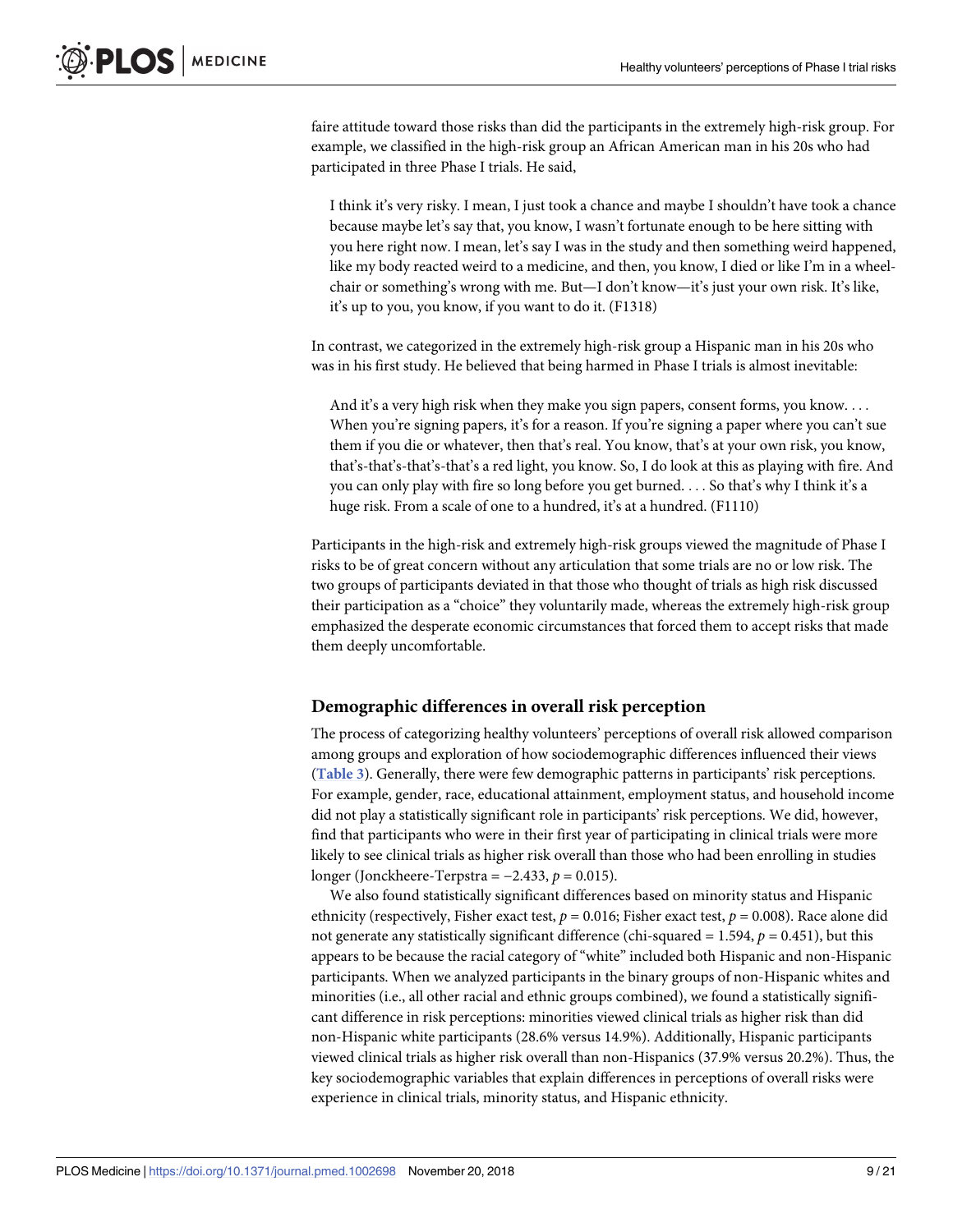faire attitude toward those risks than did the participants in the extremely high-risk group. For example, we classified in the high-risk group an African American man in his 20s who had participated in three Phase I trials. He said,

> I think it's very risky. I mean, I just took a chance and maybe I shouldn't have took a chance because maybe let's say that, you know, I wasn't fortunate enough to be here sitting with you here right now. I mean, let's say I was in the study and then something weird happened, like my body reacted weird to a medicine, and then, you know, I died or like I'm in a wheelchair or something's wrong with me. But—I don't know—it's just your own risk. It's like, it's up to you, you know, if you want to do it. (F1318)

In contrast, we categorized in the extremely high-risk group a Hispanic man in his 20s who was in his first study. He believed that being harmed in Phase I trials is almost inevitable:

> And it's a very high risk when they make you sign papers, consent forms, you know. . . . When you're signing papers, it's for a reason. If you're signing a paper where you can't sue them if you die or whatever, then that's real. You know, that's at your own risk, you know, that's-that's-that's-that's a red light, you know. So, I do look at this as playing with fire. And you can only play with fire so long before you get burned. . . . So that's why I think it's a huge risk. From a scale of one to a hundred, it's at a hundred. (F1110)

Participants in the high-risk and extremely high-risk groups viewed the magnitude of Phase I risks to be of great concern without any articulation that some trials are no or low risk. The two groups of participants deviated in that those who thought of trials as high risk discussed their participation as a "choice" they voluntarily made, whereas the extremely high-risk group emphasized the desperate economic circumstances that forced them to accept risks that made them deeply uncomfortable.

## Demographic differences in overall risk perception

The process of categorizing healthy volunteers' perceptions of overall risk allowed comparison among groups and exploration of how sociodemographic differences influenced their views (Table 3). Generally, there were few demographic patterns in participants' risk perceptions. For example, gender, race, educational attainment, employment status, and household income did not play a statistically significant role in participants' risk perceptions. We did, however, find that participants who were in their first year of participating in clinical trials were more likely to see clinical trials as higher risk overall than those who had been enrolling in studies longer (Jonckheere-Terpstra = −2.433, $p = 0.015$).

We also found statistically significant differences based on minority status and Hispanic ethnicity (respectively, Fisher exact test, $p = 0.016$; Fisher exact test, $p = 0.008$). Race alone did not generate any statistically significant difference (chi-squared = 1.594, $p = 0.451$), but this appears to be because the racial category of "white" included both Hispanic and non-Hispanic participants. When we analyzed participants in the binary groups of non-Hispanic whites and minorities (i.e., all other racial and ethnic groups combined), we found a statistically significant difference in risk perceptions: minorities viewed clinical trials as higher risk than did non-Hispanic white participants (28.6% versus 14.9%). Additionally, Hispanic participants viewed clinical trials as higher risk overall than non-Hispanics (37.9% versus 20.2%). Thus, the key sociodemographic variables that explain differences in perceptions of overall risks were experience in clinical trials, minority status, and Hispanic ethnicity.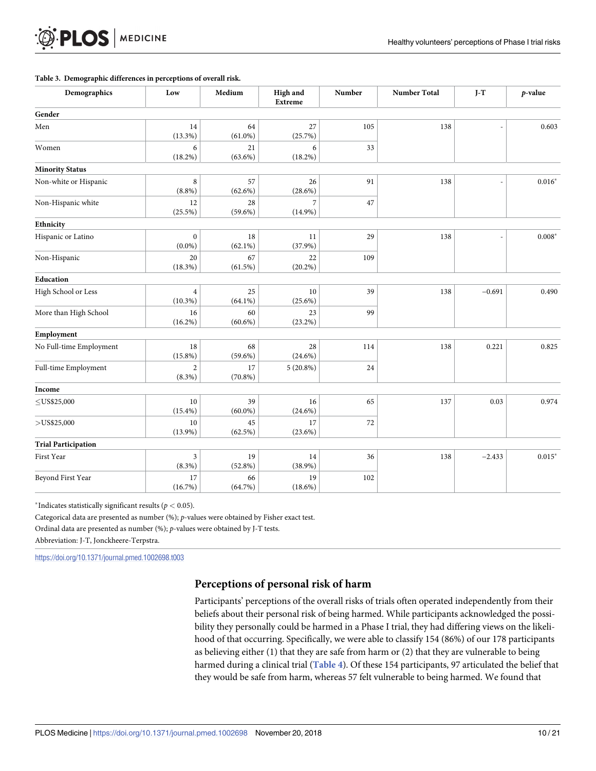**Table 3. Demographic differences in perceptions of overall risk.**

| Demographics | Low | Medium | High and Extreme | Number | Number Total | J-T | *p*-value |
|---|---|---|---|---|---|---|---|
| **Gender** | | | | | | | |
| Men | 14 (13.3%) | 64 (61.0%) | 27 (25.7%) | 105 | 138 | - | 0.603 |
| Women | 6 (18.2%) | 21 (63.6%) | 6 (18.2%) | 33 | | | |
| **Minority Status** | | | | | | | |
| Non-white or Hispanic | 8 (8.8%) | 57 (62.6%) | 26 (28.6%) | 91 | 138 | - | 0.016* |
| Non-Hispanic white | 12 (25.5%) | 28 (59.6%) | 7 (14.9%) | 47 | | | |
| **Ethnicity** | | | | | | | |
| Hispanic or Latino | 0 (0.0%) | 18 (62.1%) | 11 (37.9%) | 29 | 138 | - | 0.008* |
| Non-Hispanic | 20 (18.3%) | 67 (61.5%) | 22 (20.2%) | 109 | | | |
| **Education** | | | | | | | |
| High School or Less | 4 (10.3%) | 25 (64.1%) | 10 (25.6%) | 39 | 138 | −0.691 | 0.490 |
| More than High School | 16 (16.2%) | 60 (60.6%) | 23 (23.2%) | 99 | | | |
| **Employment** | | | | | | | |
| No Full-time Employment | 18 (15.8%) | 68 (59.6%) | 28 (24.6%) | 114 | 138 | 0.221 | 0.825 |
| Full-time Employment | 2 (8.3%) | 17 (70.8%) | 5 (20.8%) | 24 | | | |
| **Income** | | | | | | | |
| ≤US$25,000 | 10 (15.4%) | 39 (60.0%) | 16 (24.6%) | 65 | 137 | 0.03 | 0.974 |
| >US$25,000 | 10 (13.9%) | 45 (62.5%) | 17 (23.6%) | 72 | | | |
| **Trial Participation** | | | | | | | |
| First Year | 3 (8.3%) | 19 (52.8%) | 14 (38.9%) | 36 | 138 | −2.433 | 0.015* |
| Beyond First Year | 17 (16.7%) | 66 (64.7%) | 19 (18.6%) | 102 | | | |

*Indicates statistically significant results ($p < 0.05$).

Categorical data are presented as number (%); *p*-values were obtained by Fisher exact test.

Ordinal data are presented as number (%); *p*-values were obtained by J-T tests.

Abbreviation: J-T, Jonckheere-Terpstra.

https://doi.org/10.1371/journal.pmed.1002698.t003

## Perceptions of personal risk of harm

Participants' perceptions of the overall risks of trials often operated independently from their beliefs about their personal risk of being harmed. While participants acknowledged the possibility they personally could be harmed in a Phase I trial, they had differing views on the likelihood of that occurring. Specifically, we were able to classify 154 (86%) of our 178 participants as believing either (1) that they are safe from harm or (2) that they are vulnerable to being harmed during a clinical trial (Table 4). Of these 154 participants, 97 articulated the belief that they would be safe from harm, whereas 57 felt vulnerable to being harmed. We found that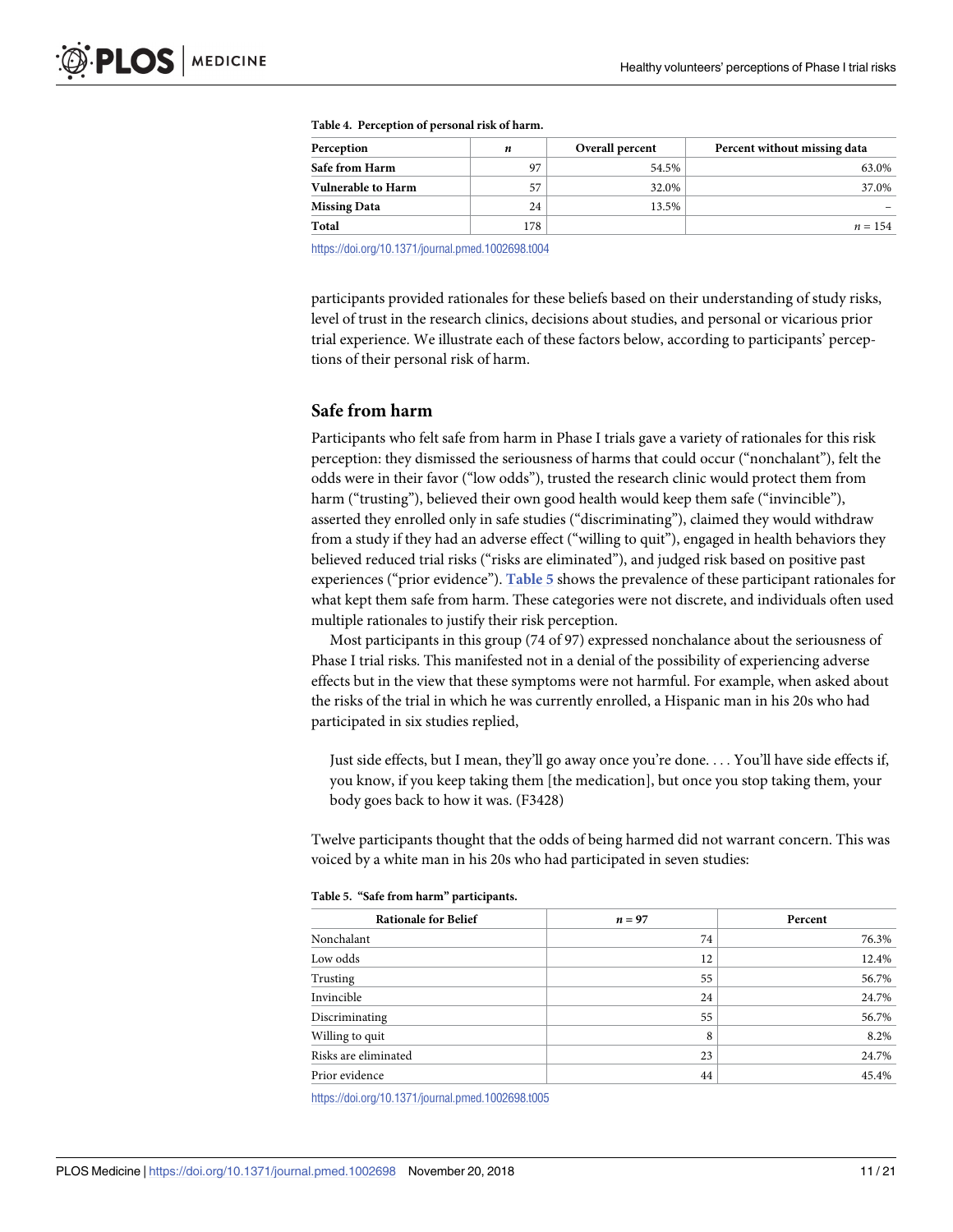**Table 4. Perception of personal risk of harm.**

| Perception | *n* | Overall percent | Percent without missing data |
|---|---|---|---|
| **Safe from Harm** | 97 | 54.5% | 63.0% |
| **Vulnerable to Harm** | 57 | 32.0% | 37.0% |
| **Missing Data** | 24 | 13.5% | – |
| **Total** | 178 | | *n* = 154 |

https://doi.org/10.1371/journal.pmed.1002698.t004

participants provided rationales for these beliefs based on their understanding of study risks, level of trust in the research clinics, decisions about studies, and personal or vicarious prior trial experience. We illustrate each of these factors below, according to participants' perceptions of their personal risk of harm.

## Safe from harm

Participants who felt safe from harm in Phase I trials gave a variety of rationales for this risk perception: they dismissed the seriousness of harms that could occur ("nonchalant"), felt the odds were in their favor ("low odds"), trusted the research clinic would protect them from harm ("trusting"), believed their own good health would keep them safe ("invincible"), asserted they enrolled only in safe studies ("discriminating"), claimed they would withdraw from a study if they had an adverse effect ("willing to quit"), engaged in health behaviors they believed reduced trial risks ("risks are eliminated"), and judged risk based on positive past experiences ("prior evidence"). Table 5 shows the prevalence of these participant rationales for what kept them safe from harm. These categories were not discrete, and individuals often used multiple rationales to justify their risk perception.

Most participants in this group (74 of 97) expressed nonchalance about the seriousness of Phase I trial risks. This manifested not in a denial of the possibility of experiencing adverse effects but in the view that these symptoms were not harmful. For example, when asked about the risks of the trial in which he was currently enrolled, a Hispanic man in his 20s who had participated in six studies replied,

> Just side effects, but I mean, they'll go away once you're done. . . . You'll have side effects if, you know, if you keep taking them [the medication], but once you stop taking them, your body goes back to how it was. (F3428)

Twelve participants thought that the odds of being harmed did not warrant concern. This was voiced by a white man in his 20s who had participated in seven studies:

**Table 5. "Safe from harm" participants.**

| Rationale for Belief | *n* = 97 | Percent |
|---|---|---|
| Nonchalant | 74 | 76.3% |
| Low odds | 12 | 12.4% |
| Trusting | 55 | 56.7% |
| Invincible | 24 | 24.7% |
| Discriminating | 55 | 56.7% |
| Willing to quit | 8 | 8.2% |
| Risks are eliminated | 23 | 24.7% |
| Prior evidence | 44 | 45.4% |

https://doi.org/10.1371/journal.pmed.1002698.t005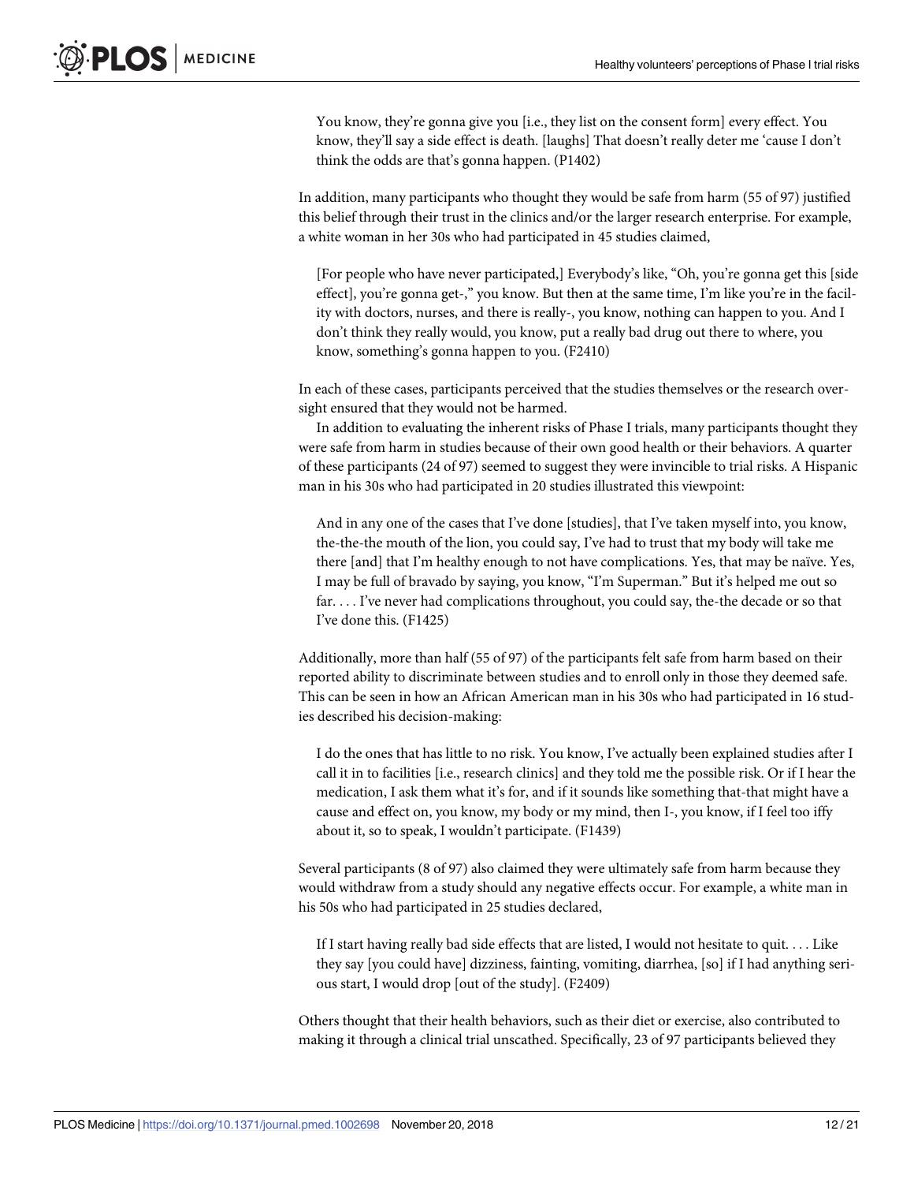> You know, they're gonna give you [i.e., they list on the consent form] every effect. You know, they'll say a side effect is death. [laughs] That doesn't really deter me 'cause I don't think the odds are that's gonna happen. (P1402)

In addition, many participants who thought they would be safe from harm (55 of 97) justified this belief through their trust in the clinics and/or the larger research enterprise. For example, a white woman in her 30s who had participated in 45 studies claimed,

> [For people who have never participated,] Everybody's like, "Oh, you're gonna get this [side effect], you're gonna get-," you know. But then at the same time, I'm like you're in the facility with doctors, nurses, and there is really-, you know, nothing can happen to you. And I don't think they really would, you know, put a really bad drug out there to where, you know, something's gonna happen to you. (F2410)

In each of these cases, participants perceived that the studies themselves or the research oversight ensured that they would not be harmed.

In addition to evaluating the inherent risks of Phase I trials, many participants thought they were safe from harm in studies because of their own good health or their behaviors. A quarter of these participants (24 of 97) seemed to suggest they were invincible to trial risks. A Hispanic man in his 30s who had participated in 20 studies illustrated this viewpoint:

> And in any one of the cases that I've done [studies], that I've taken myself into, you know, the-the-the mouth of the lion, you could say, I've had to trust that my body will take me there [and] that I'm healthy enough to not have complications. Yes, that may be naïve. Yes, I may be full of bravado by saying, you know, "I'm Superman." But it's helped me out so far. . . . I've never had complications throughout, you could say, the-the decade or so that I've done this. (F1425)

Additionally, more than half (55 of 97) of the participants felt safe from harm based on their reported ability to discriminate between studies and to enroll only in those they deemed safe. This can be seen in how an African American man in his 30s who had participated in 16 studies described his decision-making:

> I do the ones that has little to no risk. You know, I've actually been explained studies after I call it in to facilities [i.e., research clinics] and they told me the possible risk. Or if I hear the medication, I ask them what it's for, and if it sounds like something that-that might have a cause and effect on, you know, my body or my mind, then I-, you know, if I feel too iffy about it, so to speak, I wouldn't participate. (F1439)

Several participants (8 of 97) also claimed they were ultimately safe from harm because they would withdraw from a study should any negative effects occur. For example, a white man in his 50s who had participated in 25 studies declared,

> If I start having really bad side effects that are listed, I would not hesitate to quit. . . . Like they say [you could have] dizziness, fainting, vomiting, diarrhea, [so] if I had anything serious start, I would drop [out of the study]. (F2409)

Others thought that their health behaviors, such as their diet or exercise, also contributed to making it through a clinical trial unscathed. Specifically, 23 of 97 participants believed they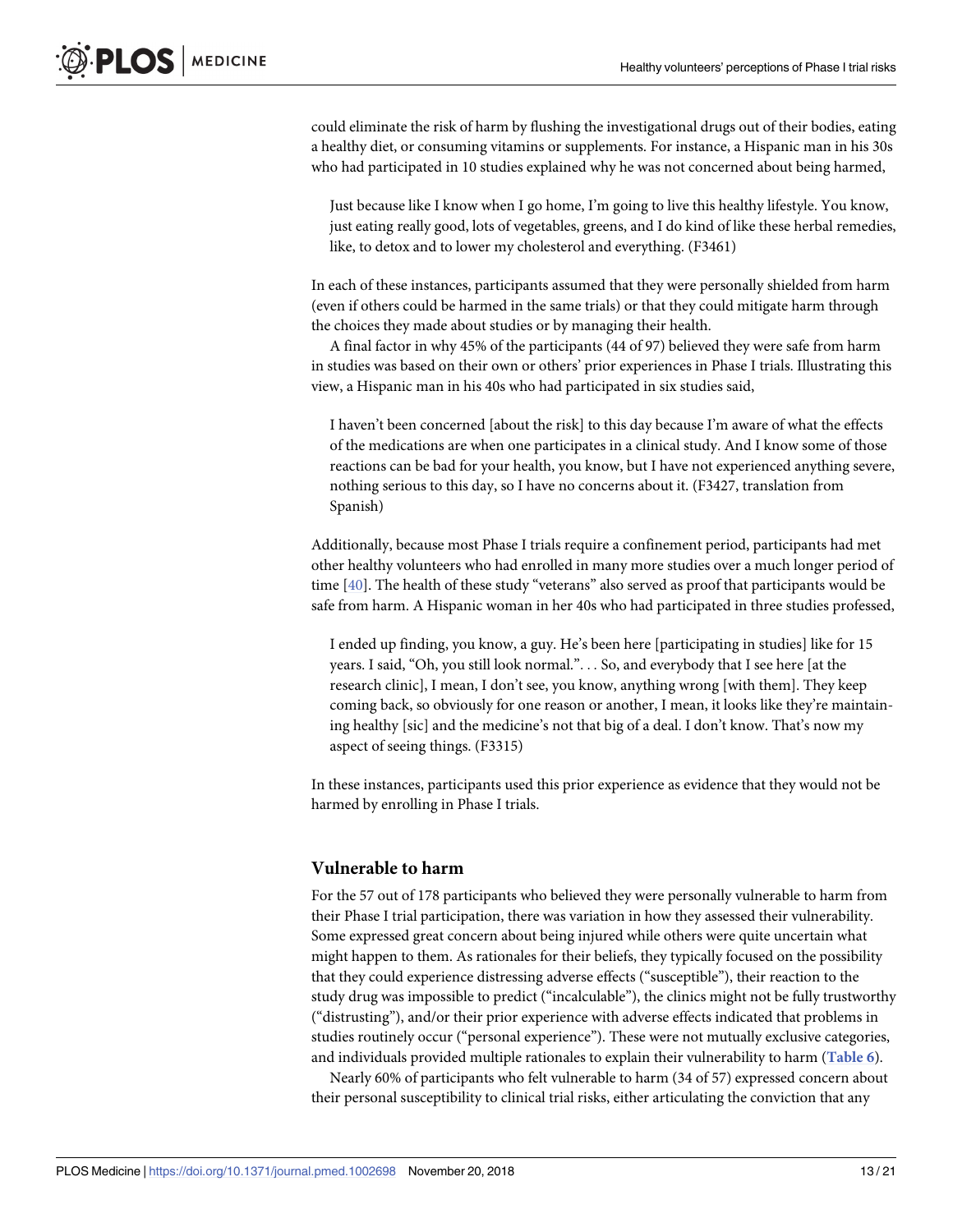could eliminate the risk of harm by flushing the investigational drugs out of their bodies, eating a healthy diet, or consuming vitamins or supplements. For instance, a Hispanic man in his 30s who had participated in 10 studies explained why he was not concerned about being harmed,

> Just because like I know when I go home, I'm going to live this healthy lifestyle. You know, just eating really good, lots of vegetables, greens, and I do kind of like these herbal remedies, like, to detox and to lower my cholesterol and everything. (F3461)

In each of these instances, participants assumed that they were personally shielded from harm (even if others could be harmed in the same trials) or that they could mitigate harm through the choices they made about studies or by managing their health.

A final factor in why 45% of the participants (44 of 97) believed they were safe from harm in studies was based on their own or others' prior experiences in Phase I trials. Illustrating this view, a Hispanic man in his 40s who had participated in six studies said,

> I haven't been concerned [about the risk] to this day because I'm aware of what the effects of the medications are when one participates in a clinical study. And I know some of those reactions can be bad for your health, you know, but I have not experienced anything severe, nothing serious to this day, so I have no concerns about it. (F3427, translation from Spanish)

Additionally, because most Phase I trials require a confinement period, participants had met other healthy volunteers who had enrolled in many more studies over a much longer period of time [40]. The health of these study "veterans" also served as proof that participants would be safe from harm. A Hispanic woman in her 40s who had participated in three studies professed,

> I ended up finding, you know, a guy. He's been here [participating in studies] like for 15 years. I said, "Oh, you still look normal.". . . So, and everybody that I see here [at the research clinic], I mean, I don't see, you know, anything wrong [with them]. They keep coming back, so obviously for one reason or another, I mean, it looks like they're maintaining healthy [sic] and the medicine's not that big of a deal. I don't know. That's now my aspect of seeing things. (F3315)

In these instances, participants used this prior experience as evidence that they would not be harmed by enrolling in Phase I trials.

## Vulnerable to harm

For the 57 out of 178 participants who believed they were personally vulnerable to harm from their Phase I trial participation, there was variation in how they assessed their vulnerability. Some expressed great concern about being injured while others were quite uncertain what might happen to them. As rationales for their beliefs, they typically focused on the possibility that they could experience distressing adverse effects ("susceptible"), their reaction to the study drug was impossible to predict ("incalculable"), the clinics might not be fully trustworthy ("distrusting"), and/or their prior experience with adverse effects indicated that problems in studies routinely occur ("personal experience"). These were not mutually exclusive categories, and individuals provided multiple rationales to explain their vulnerability to harm (**Table 6**).

Nearly 60% of participants who felt vulnerable to harm (34 of 57) expressed concern about their personal susceptibility to clinical trial risks, either articulating the conviction that any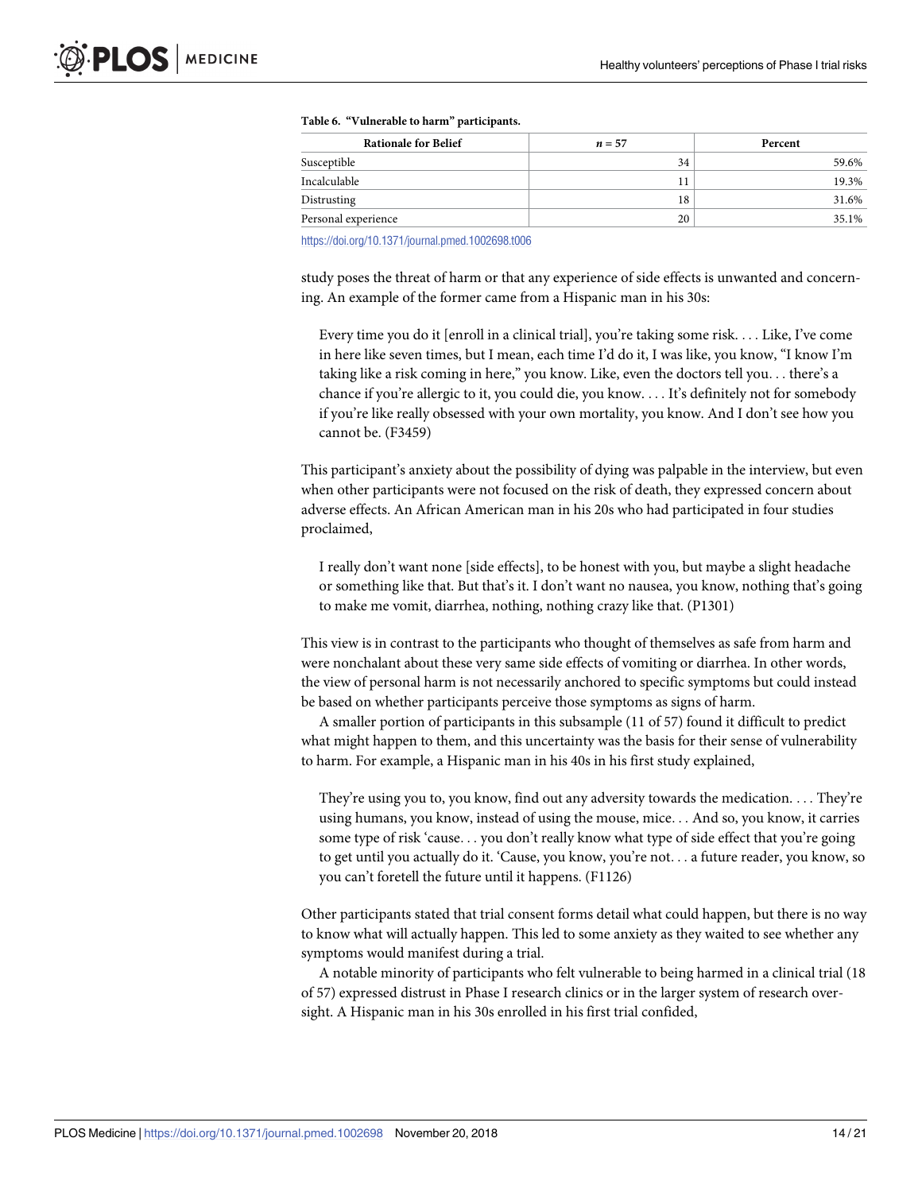**Table 6. "Vulnerable to harm" participants.**

| Rationale for Belief | $n$ = 57 | Percent |
|---|---|---|
| Susceptible | 34 | 59.6% |
| Incalculable | 11 | 19.3% |
| Distrusting | 18 | 31.6% |
| Personal experience | 20 | 35.1% |

https://doi.org/10.1371/journal.pmed.1002698.t006

study poses the threat of harm or that any experience of side effects is unwanted and concerning. An example of the former came from a Hispanic man in his 30s:

> Every time you do it [enroll in a clinical trial], you're taking some risk. . . . Like, I've come in here like seven times, but I mean, each time I'd do it, I was like, you know, "I know I'm taking like a risk coming in here," you know. Like, even the doctors tell you. . . there's a chance if you're allergic to it, you could die, you know. . . . It's definitely not for somebody if you're like really obsessed with your own mortality, you know. And I don't see how you cannot be. (F3459)

This participant's anxiety about the possibility of dying was palpable in the interview, but even when other participants were not focused on the risk of death, they expressed concern about adverse effects. An African American man in his 20s who had participated in four studies proclaimed,

> I really don't want none [side effects], to be honest with you, but maybe a slight headache or something like that. But that's it. I don't want no nausea, you know, nothing that's going to make me vomit, diarrhea, nothing, nothing crazy like that. (P1301)

This view is in contrast to the participants who thought of themselves as safe from harm and were nonchalant about these very same side effects of vomiting or diarrhea. In other words, the view of personal harm is not necessarily anchored to specific symptoms but could instead be based on whether participants perceive those symptoms as signs of harm.

A smaller portion of participants in this subsample (11 of 57) found it difficult to predict what might happen to them, and this uncertainty was the basis for their sense of vulnerability to harm. For example, a Hispanic man in his 40s in his first study explained,

> They're using you to, you know, find out any adversity towards the medication. . . . They're using humans, you know, instead of using the mouse, mice. . . And so, you know, it carries some type of risk 'cause. . . you don't really know what type of side effect that you're going to get until you actually do it. 'Cause, you know, you're not. . . a future reader, you know, so you can't foretell the future until it happens. (F1126)

Other participants stated that trial consent forms detail what could happen, but there is no way to know what will actually happen. This led to some anxiety as they waited to see whether any symptoms would manifest during a trial.

A notable minority of participants who felt vulnerable to being harmed in a clinical trial (18 of 57) expressed distrust in Phase I research clinics or in the larger system of research oversight. A Hispanic man in his 30s enrolled in his first trial confided,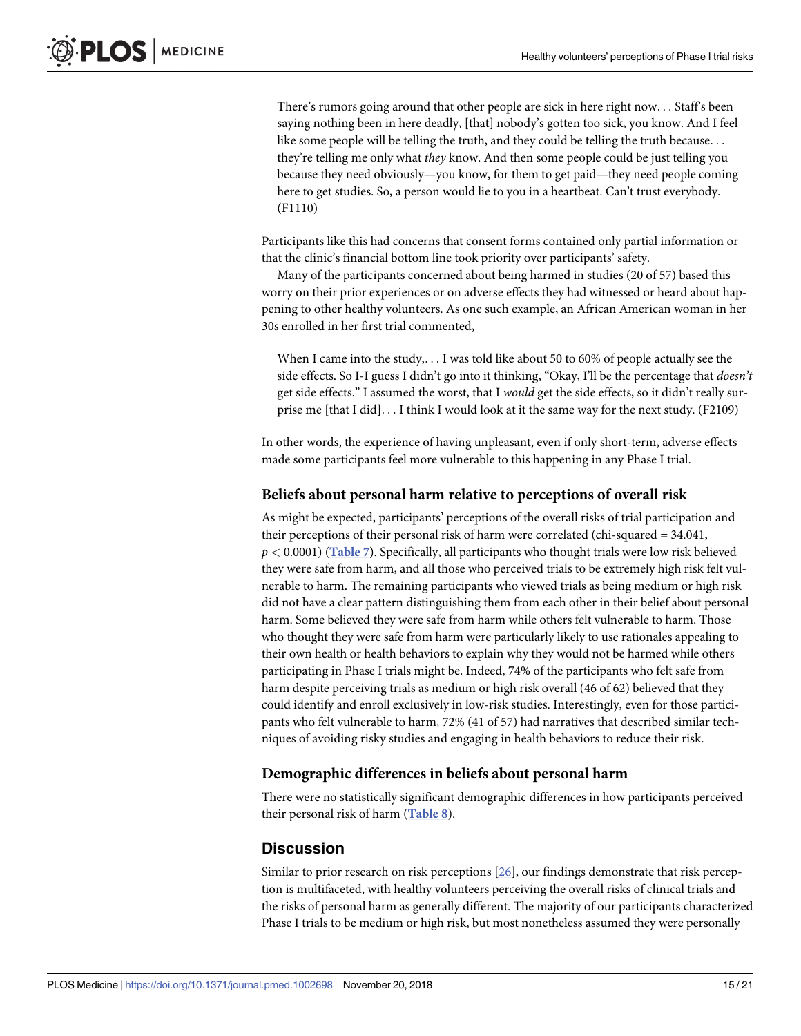> There's rumors going around that other people are sick in here right now. . . Staff's been saying nothing been in here deadly, [that] nobody's gotten too sick, you know. And I feel like some people will be telling the truth, and they could be telling the truth because. . . they're telling me only what *they* know. And then some people could be just telling you because they need obviously—you know, for them to get paid—they need people coming here to get studies. So, a person would lie to you in a heartbeat. Can't trust everybody. (F1110)

Participants like this had concerns that consent forms contained only partial information or that the clinic's financial bottom line took priority over participants' safety.

Many of the participants concerned about being harmed in studies (20 of 57) based this worry on their prior experiences or on adverse effects they had witnessed or heard about happening to other healthy volunteers. As one such example, an African American woman in her 30s enrolled in her first trial commented,

> When I came into the study,. . . I was told like about 50 to 60% of people actually see the side effects. So I-I guess I didn't go into it thinking, "Okay, I'll be the percentage that *doesn't* get side effects." I assumed the worst, that I *would* get the side effects, so it didn't really surprise me [that I did]. . . I think I would look at it the same way for the next study. (F2109)

In other words, the experience of having unpleasant, even if only short-term, adverse effects made some participants feel more vulnerable to this happening in any Phase I trial.

### Beliefs about personal harm relative to perceptions of overall risk

As might be expected, participants' perceptions of the overall risks of trial participation and their perceptions of their personal risk of harm were correlated (chi-squared = 34.041, $p < 0.0001$) (**Table 7**). Specifically, all participants who thought trials were low risk believed they were safe from harm, and all those who perceived trials to be extremely high risk felt vulnerable to harm. The remaining participants who viewed trials as being medium or high risk did not have a clear pattern distinguishing them from each other in their belief about personal harm. Some believed they were safe from harm while others felt vulnerable to harm. Those who thought they were safe from harm were particularly likely to use rationales appealing to their own health or health behaviors to explain why they would not be harmed while others participating in Phase I trials might be. Indeed, 74% of the participants who felt safe from harm despite perceiving trials as medium or high risk overall (46 of 62) believed that they could identify and enroll exclusively in low-risk studies. Interestingly, even for those participants who felt vulnerable to harm, 72% (41 of 57) had narratives that described similar techniques of avoiding risky studies and engaging in health behaviors to reduce their risk.

### Demographic differences in beliefs about personal harm

There were no statistically significant demographic differences in how participants perceived their personal risk of harm (**Table 8**).

## Discussion

Similar to prior research on risk perceptions [26], our findings demonstrate that risk perception is multifaceted, with healthy volunteers perceiving the overall risks of clinical trials and the risks of personal harm as generally different. The majority of our participants characterized Phase I trials to be medium or high risk, but most nonetheless assumed they were personally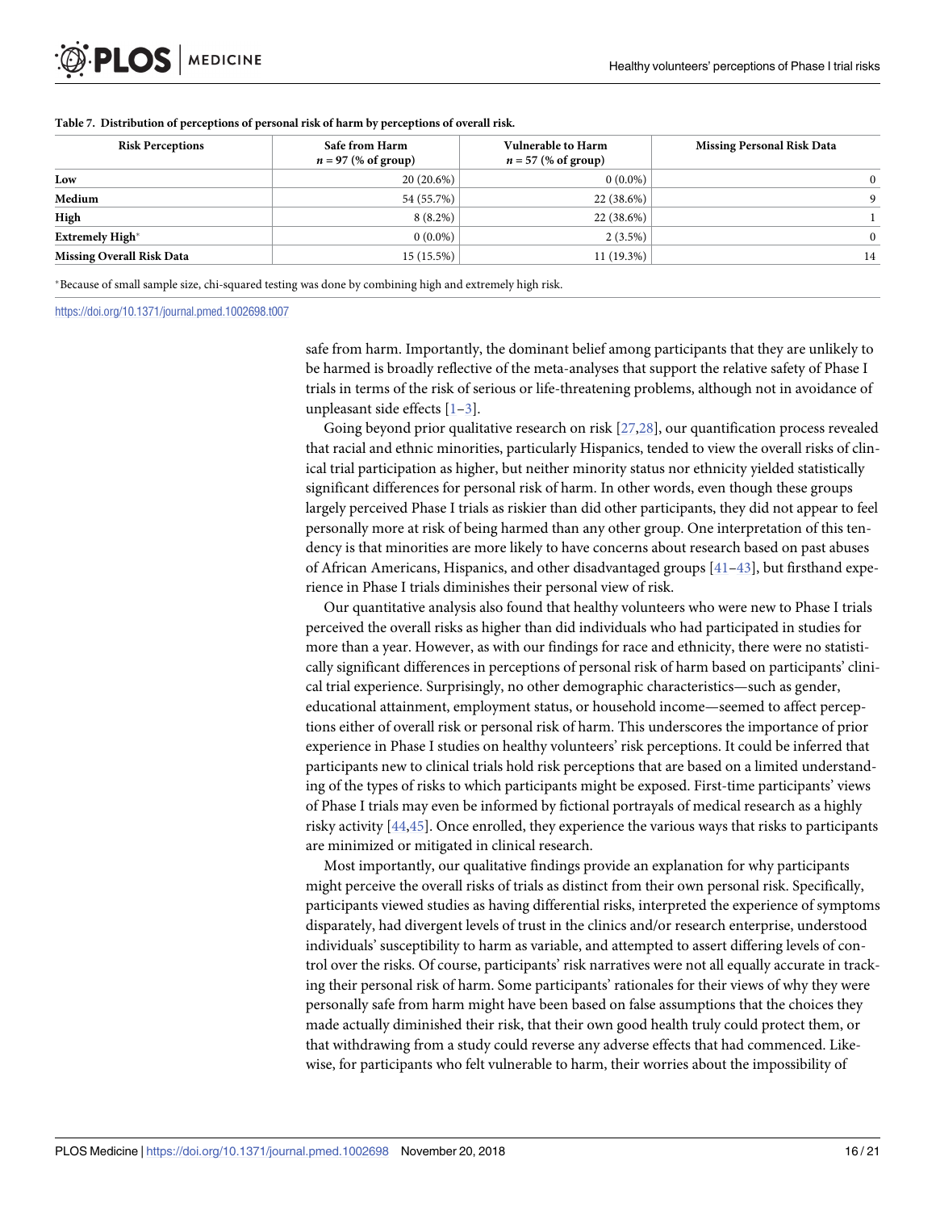**Table 7. Distribution of perceptions of personal risk of harm by perceptions of overall risk.**

| Risk Perceptions | Safe from Harm $n = 97$ (% of group) | Vulnerable to Harm $n = 57$ (% of group) | Missing Personal Risk Data |
|---|---|---|---|
| **Low** | 20 (20.6%) | 0 (0.0%) | 0 |
| **Medium** | 54 (55.7%) | 22 (38.6%) | 9 |
| **High** | 8 (8.2%) | 22 (38.6%) | 1 |
| **Extremely High*** | 0 (0.0%) | 2 (3.5%) | 0 |
| **Missing Overall Risk Data** | 15 (15.5%) | 11 (19.3%) | 14 |

*Because of small sample size, chi-squared testing was done by combining high and extremely high risk.

https://doi.org/10.1371/journal.pmed.1002698.t007

safe from harm. Importantly, the dominant belief among participants that they are unlikely to be harmed is broadly reflective of the meta-analyses that support the relative safety of Phase I trials in terms of the risk of serious or life-threatening problems, although not in avoidance of unpleasant side effects [1–3].

Going beyond prior qualitative research on risk [27,28], our quantification process revealed that racial and ethnic minorities, particularly Hispanics, tended to view the overall risks of clinical trial participation as higher, but neither minority status nor ethnicity yielded statistically significant differences for personal risk of harm. In other words, even though these groups largely perceived Phase I trials as riskier than did other participants, they did not appear to feel personally more at risk of being harmed than any other group. One interpretation of this tendency is that minorities are more likely to have concerns about research based on past abuses of African Americans, Hispanics, and other disadvantaged groups [41–43], but firsthand experience in Phase I trials diminishes their personal view of risk.

Our quantitative analysis also found that healthy volunteers who were new to Phase I trials perceived the overall risks as higher than did individuals who had participated in studies for more than a year. However, as with our findings for race and ethnicity, there were no statistically significant differences in perceptions of personal risk of harm based on participants' clinical trial experience. Surprisingly, no other demographic characteristics—such as gender, educational attainment, employment status, or household income—seemed to affect perceptions either of overall risk or personal risk of harm. This underscores the importance of prior experience in Phase I studies on healthy volunteers' risk perceptions. It could be inferred that participants new to clinical trials hold risk perceptions that are based on a limited understanding of the types of risks to which participants might be exposed. First-time participants' views of Phase I trials may even be informed by fictional portrayals of medical research as a highly risky activity [44,45]. Once enrolled, they experience the various ways that risks to participants are minimized or mitigated in clinical research.

Most importantly, our qualitative findings provide an explanation for why participants might perceive the overall risks of trials as distinct from their own personal risk. Specifically, participants viewed studies as having differential risks, interpreted the experience of symptoms disparately, had divergent levels of trust in the clinics and/or research enterprise, understood individuals' susceptibility to harm as variable, and attempted to assert differing levels of control over the risks. Of course, participants' risk narratives were not all equally accurate in tracking their personal risk of harm. Some participants' rationales for their views of why they were personally safe from harm might have been based on false assumptions that the choices they made actually diminished their risk, that their own good health truly could protect them, or that withdrawing from a study could reverse any adverse effects that had commenced. Likewise, for participants who felt vulnerable to harm, their worries about the impossibility of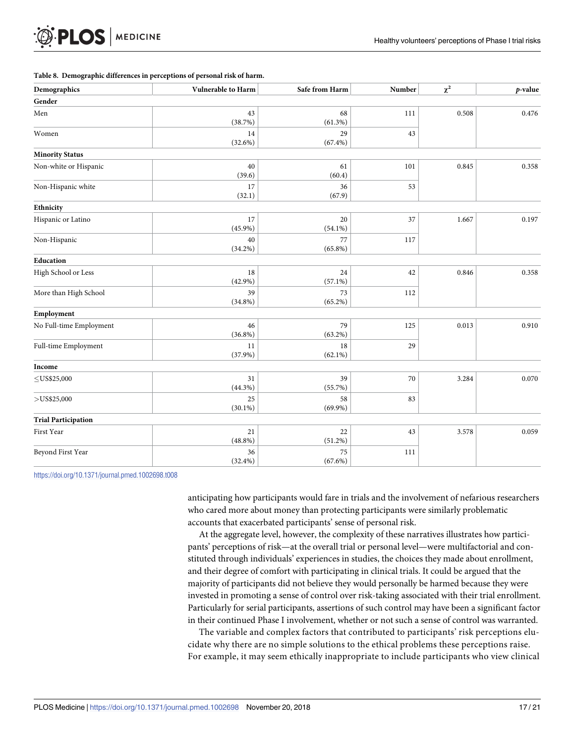**Table 8. Demographic differences in perceptions of personal risk of harm.**

| Demographics | Vulnerable to Harm | Safe from Harm | Number | $\chi^2$ | *p*-value |
|---|---|---|---|---|---|
| **Gender** | | | | | |
| Men | 43 (38.7%) | 68 (61.3%) | 111 | 0.508 | 0.476 |
| Women | 14 (32.6%) | 29 (67.4%) | 43 | | |
| **Minority Status** | | | | | |
| Non-white or Hispanic | 40 (39.6) | 61 (60.4) | 101 | 0.845 | 0.358 |
| Non-Hispanic white | 17 (32.1) | 36 (67.9) | 53 | | |
| **Ethnicity** | | | | | |
| Hispanic or Latino | 17 (45.9%) | 20 (54.1%) | 37 | 1.667 | 0.197 |
| Non-Hispanic | 40 (34.2%) | 77 (65.8%) | 117 | | |
| **Education** | | | | | |
| High School or Less | 18 (42.9%) | 24 (57.1%) | 42 | 0.846 | 0.358 |
| More than High School | 39 (34.8%) | 73 (65.2%) | 112 | | |
| **Employment** | | | | | |
| No Full-time Employment | 46 (36.8%) | 79 (63.2%) | 125 | 0.013 | 0.910 |
| Full-time Employment | 11 (37.9%) | 18 (62.1%) | 29 | | |
| **Income** | | | | | |
| ≤US$25,000 | 31 (44.3%) | 39 (55.7%) | 70 | 3.284 | 0.070 |
| >US$25,000 | 25 (30.1%) | 58 (69.9%) | 83 | | |
| **Trial Participation** | | | | | |
| First Year | 21 (48.8%) | 22 (51.2%) | 43 | 3.578 | 0.059 |
| Beyond First Year | 36 (32.4%) | 75 (67.6%) | 111 | | |

https://doi.org/10.1371/journal.pmed.1002698.t008

anticipating how participants would fare in trials and the involvement of nefarious researchers who cared more about money than protecting participants were similarly problematic accounts that exacerbated participants' sense of personal risk.

At the aggregate level, however, the complexity of these narratives illustrates how participants' perceptions of risk—at the overall trial or personal level—were multifactorial and constituted through individuals' experiences in studies, the choices they made about enrollment, and their degree of comfort with participating in clinical trials. It could be argued that the majority of participants did not believe they would personally be harmed because they were invested in promoting a sense of control over risk-taking associated with their trial enrollment. Particularly for serial participants, assertions of such control may have been a significant factor in their continued Phase I involvement, whether or not such a sense of control was warranted.

The variable and complex factors that contributed to participants' risk perceptions elucidate why there are no simple solutions to the ethical problems these perceptions raise. For example, it may seem ethically inappropriate to include participants who view clinical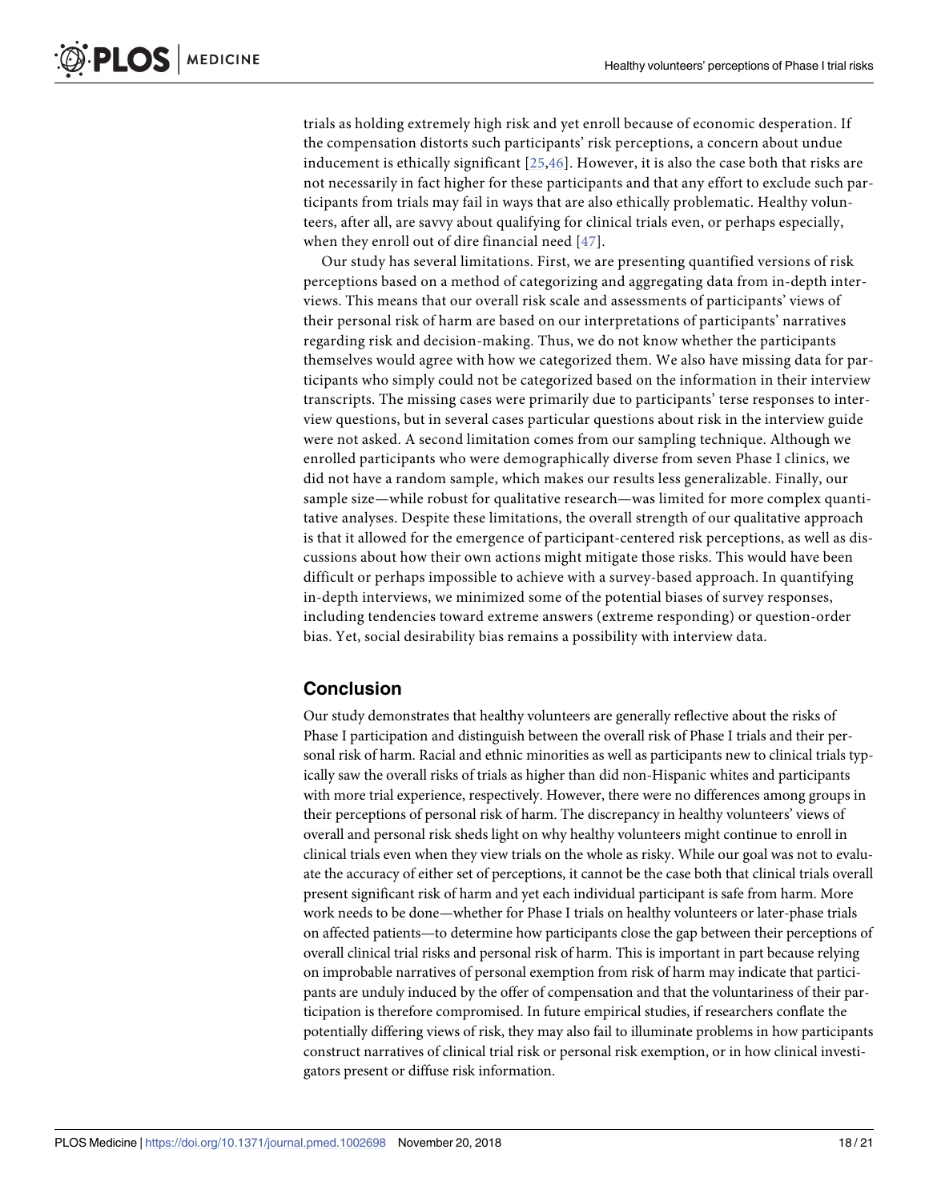trials as holding extremely high risk and yet enroll because of economic desperation. If the compensation distorts such participants' risk perceptions, a concern about undue inducement is ethically significant [25,46]. However, it is also the case both that risks are not necessarily in fact higher for these participants and that any effort to exclude such participants from trials may fail in ways that are also ethically problematic. Healthy volunteers, after all, are savvy about qualifying for clinical trials even, or perhaps especially, when they enroll out of dire financial need [47].

Our study has several limitations. First, we are presenting quantified versions of risk perceptions based on a method of categorizing and aggregating data from in-depth interviews. This means that our overall risk scale and assessments of participants' views of their personal risk of harm are based on our interpretations of participants' narratives regarding risk and decision-making. Thus, we do not know whether the participants themselves would agree with how we categorized them. We also have missing data for participants who simply could not be categorized based on the information in their interview transcripts. The missing cases were primarily due to participants' terse responses to interview questions, but in several cases particular questions about risk in the interview guide were not asked. A second limitation comes from our sampling technique. Although we enrolled participants who were demographically diverse from seven Phase I clinics, we did not have a random sample, which makes our results less generalizable. Finally, our sample size—while robust for qualitative research—was limited for more complex quantitative analyses. Despite these limitations, the overall strength of our qualitative approach is that it allowed for the emergence of participant-centered risk perceptions, as well as discussions about how their own actions might mitigate those risks. This would have been difficult or perhaps impossible to achieve with a survey-based approach. In quantifying in-depth interviews, we minimized some of the potential biases of survey responses, including tendencies toward extreme answers (extreme responding) or question-order bias. Yet, social desirability bias remains a possibility with interview data.

## Conclusion

Our study demonstrates that healthy volunteers are generally reflective about the risks of Phase I participation and distinguish between the overall risk of Phase I trials and their personal risk of harm. Racial and ethnic minorities as well as participants new to clinical trials typically saw the overall risks of trials as higher than did non-Hispanic whites and participants with more trial experience, respectively. However, there were no differences among groups in their perceptions of personal risk of harm. The discrepancy in healthy volunteers' views of overall and personal risk sheds light on why healthy volunteers might continue to enroll in clinical trials even when they view trials on the whole as risky. While our goal was not to evaluate the accuracy of either set of perceptions, it cannot be the case both that clinical trials overall present significant risk of harm and yet each individual participant is safe from harm. More work needs to be done—whether for Phase I trials on healthy volunteers or later-phase trials on affected patients—to determine how participants close the gap between their perceptions of overall clinical trial risks and personal risk of harm. This is important in part because relying on improbable narratives of personal exemption from risk of harm may indicate that participants are unduly induced by the offer of compensation and that the voluntariness of their participation is therefore compromised. In future empirical studies, if researchers conflate the potentially differing views of risk, they may also fail to illuminate problems in how participants construct narratives of clinical trial risk or personal risk exemption, or in how clinical investigators present or diffuse risk information.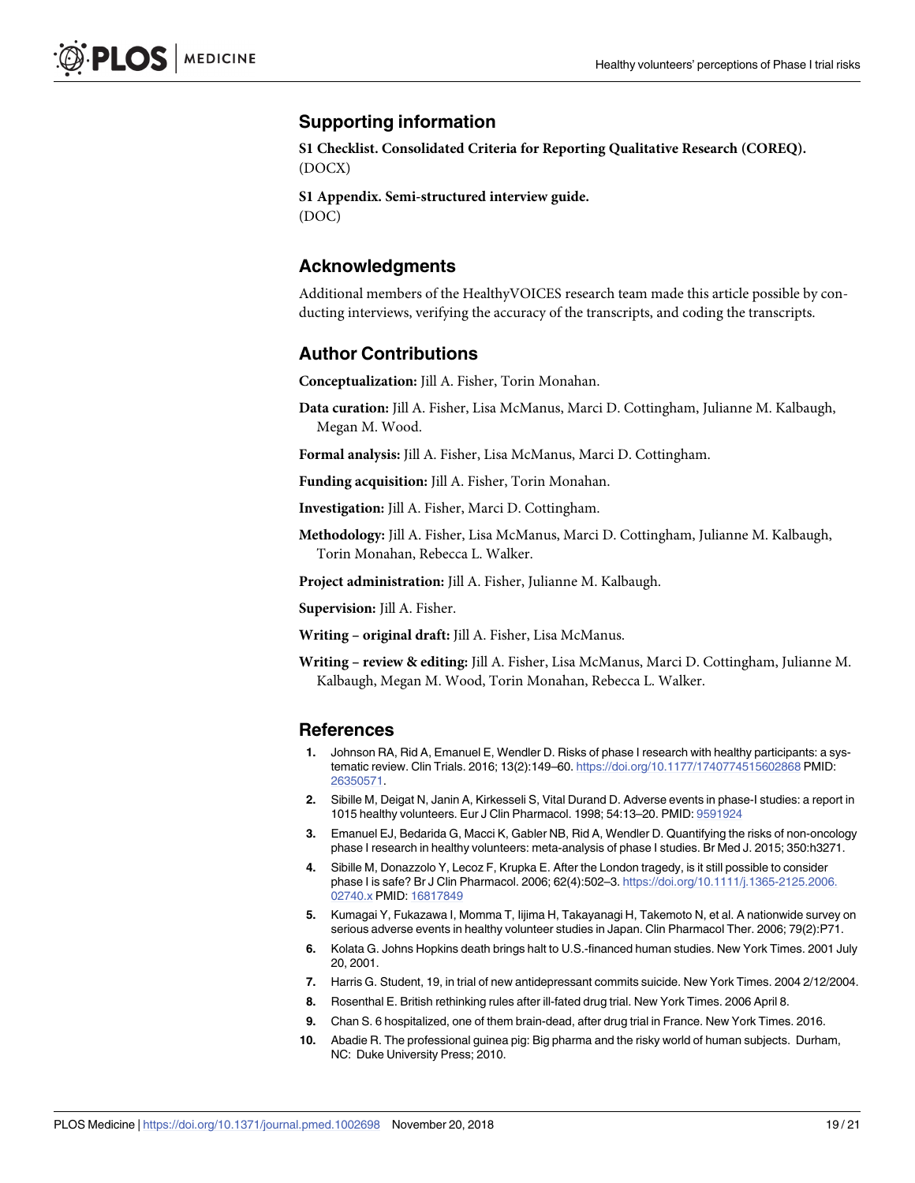## Supporting information

**S1 Checklist. Consolidated Criteria for Reporting Qualitative Research (COREQ).**
(DOCX)

**S1 Appendix. Semi-structured interview guide.**
(DOC)

## Acknowledgments

Additional members of the HealthyVOICES research team made this article possible by conducting interviews, verifying the accuracy of the transcripts, and coding the transcripts.

## Author Contributions

**Conceptualization:** Jill A. Fisher, Torin Monahan.

**Data curation:** Jill A. Fisher, Lisa McManus, Marci D. Cottingham, Julianne M. Kalbaugh, Megan M. Wood.

**Formal analysis:** Jill A. Fisher, Lisa McManus, Marci D. Cottingham.

**Funding acquisition:** Jill A. Fisher, Torin Monahan.

**Investigation:** Jill A. Fisher, Marci D. Cottingham.

**Methodology:** Jill A. Fisher, Lisa McManus, Marci D. Cottingham, Julianne M. Kalbaugh, Torin Monahan, Rebecca L. Walker.

**Project administration:** Jill A. Fisher, Julianne M. Kalbaugh.

**Supervision:** Jill A. Fisher.

**Writing – original draft:** Jill A. Fisher, Lisa McManus.

**Writing – review & editing:** Jill A. Fisher, Lisa McManus, Marci D. Cottingham, Julianne M. Kalbaugh, Megan M. Wood, Torin Monahan, Rebecca L. Walker.

## References

1. Johnson RA, Rid A, Emanuel E, Wendler D. Risks of phase I research with healthy participants: a systematic review. Clin Trials. 2016; 13(2):149–60. https://doi.org/10.1177/1740774515602868 PMID: 26350571.
2. Sibille M, Deigat N, Janin A, Kirkesseli S, Vital Durand D. Adverse events in phase-I studies: a report in 1015 healthy volunteers. Eur J Clin Pharmacol. 1998; 54:13–20. PMID: 9591924
3. Emanuel EJ, Bedarida G, Macci K, Gabler NB, Rid A, Wendler D. Quantifying the risks of non-oncology phase I research in healthy volunteers: meta-analysis of phase I studies. Br Med J. 2015; 350:h3271.
4. Sibille M, Donazzolo Y, Lecoz F, Krupka E. After the London tragedy, is it still possible to consider phase I is safe? Br J Clin Pharmacol. 2006; 62(4):502–3. https://doi.org/10.1111/j.1365-2125.2006.02740.x PMID: 16817849
5. Kumagai Y, Fukazawa I, Momma T, Iijima H, Takayanagi H, Takemoto N, et al. A nationwide survey on serious adverse events in healthy volunteer studies in Japan. Clin Pharmacol Ther. 2006; 79(2):P71.
6. Kolata G. Johns Hopkins death brings halt to U.S.-financed human studies. New York Times. 2001 July 20, 2001.
7. Harris G. Student, 19, in trial of new antidepressant commits suicide. New York Times. 2004 2/12/2004.
8. Rosenthal E. British rethinking rules after ill-fated drug trial. New York Times. 2006 April 8.
9. Chan S. 6 hospitalized, one of them brain-dead, after drug trial in France. New York Times. 2016.
10. Abadie R. The professional guinea pig: Big pharma and the risky world of human subjects. Durham, NC: Duke University Press; 2010.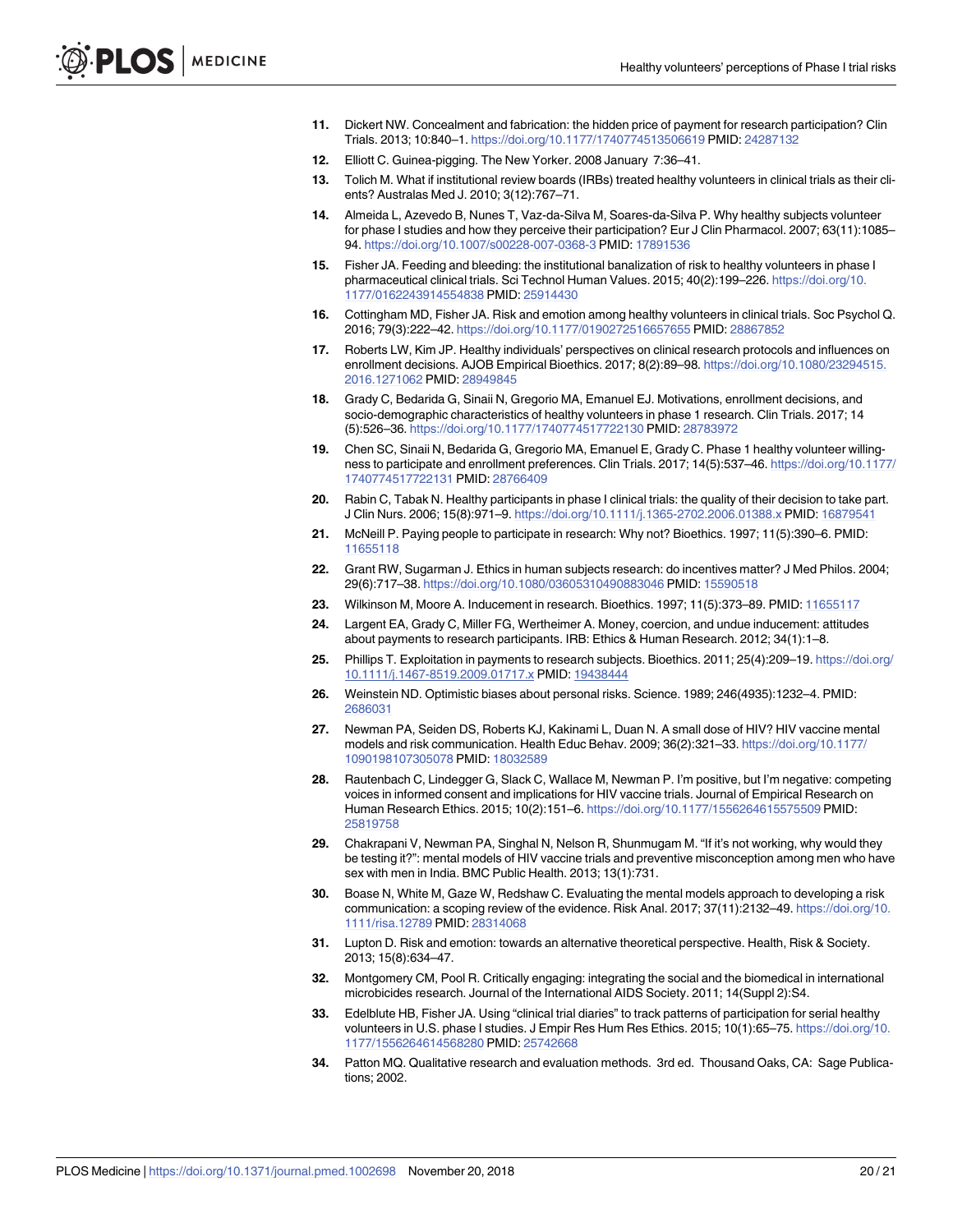11. Dickert NW. Concealment and fabrication: the hidden price of payment for research participation? Clin Trials. 2013; 10:840–1. https://doi.org/10.1177/1740774513506619 PMID: 24287132
12. Elliott C. Guinea-pigging. The New Yorker. 2008 January 7:36–41.
13. Tolich M. What if institutional review boards (IRBs) treated healthy volunteers in clinical trials as their clients? Australas Med J. 2010; 3(12):767–71.
14. Almeida L, Azevedo B, Nunes T, Vaz-da-Silva M, Soares-da-Silva P. Why healthy subjects volunteer for phase I studies and how they perceive their participation? Eur J Clin Pharmacol. 2007; 63(11):1085–94. https://doi.org/10.1007/s00228-007-0368-3 PMID: 17891536
15. Fisher JA. Feeding and bleeding: the institutional banalization of risk to healthy volunteers in phase I pharmaceutical clinical trials. Sci Technol Human Values. 2015; 40(2):199–226. https://doi.org/10.1177/0162243914554838 PMID: 25914430
16. Cottingham MD, Fisher JA. Risk and emotion among healthy volunteers in clinical trials. Soc Psychol Q. 2016; 79(3):222–42. https://doi.org/10.1177/0190272516657655 PMID: 28867852
17. Roberts LW, Kim JP. Healthy individuals' perspectives on clinical research protocols and influences on enrollment decisions. AJOB Empirical Bioethics. 2017; 8(2):89–98. https://doi.org/10.1080/23294515.2016.1271062 PMID: 28949845
18. Grady C, Bedarida G, Sinaii N, Gregorio MA, Emanuel EJ. Motivations, enrollment decisions, and socio-demographic characteristics of healthy volunteers in phase 1 research. Clin Trials. 2017; 14(5):526–36. https://doi.org/10.1177/1740774517722130 PMID: 28783972
19. Chen SC, Sinaii N, Bedarida G, Gregorio MA, Emanuel E, Grady C. Phase 1 healthy volunteer willingness to participate and enrollment preferences. Clin Trials. 2017; 14(5):537–46. https://doi.org/10.1177/1740774517722131 PMID: 28766409
20. Rabin C, Tabak N. Healthy participants in phase I clinical trials: the quality of their decision to take part. J Clin Nurs. 2006; 15(8):971–9. https://doi.org/10.1111/j.1365-2702.2006.01388.x PMID: 16879541
21. McNeill P. Paying people to participate in research: Why not? Bioethics. 1997; 11(5):390–6. PMID: 11655118
22. Grant RW, Sugarman J. Ethics in human subjects research: do incentives matter? J Med Philos. 2004; 29(6):717–38. https://doi.org/10.1080/03605310490883046 PMID: 15590518
23. Wilkinson M, Moore A. Inducement in research. Bioethics. 1997; 11(5):373–89. PMID: 11655117
24. Largent EA, Grady C, Miller FG, Wertheimer A. Money, coercion, and undue inducement: attitudes about payments to research participants. IRB: Ethics & Human Research. 2012; 34(1):1–8.
25. Phillips T. Exploitation in payments to research subjects. Bioethics. 2011; 25(4):209–19. https://doi.org/10.1111/j.1467-8519.2009.01717.x PMID: 19438444
26. Weinstein ND. Optimistic biases about personal risks. Science. 1989; 246(4935):1232–4. PMID: 2686031
27. Newman PA, Seiden DS, Roberts KJ, Kakinami L, Duan N. A small dose of HIV? HIV vaccine mental models and risk communication. Health Educ Behav. 2009; 36(2):321–33. https://doi.org/10.1177/1090198107305078 PMID: 18032589
28. Rautenbach C, Lindegger G, Slack C, Wallace M, Newman P. I'm positive, but I'm negative: competing voices in informed consent and implications for HIV vaccine trials. Journal of Empirical Research on Human Research Ethics. 2015; 10(2):151–6. https://doi.org/10.1177/1556264615575509 PMID: 25819758
29. Chakrapani V, Newman PA, Singhal N, Nelson R, Shunmugam M. "If it's not working, why would they be testing it?": mental models of HIV vaccine trials and preventive misconception among men who have sex with men in India. BMC Public Health. 2013; 13(1):731.
30. Boase N, White M, Gaze W, Redshaw C. Evaluating the mental models approach to developing a risk communication: a scoping review of the evidence. Risk Anal. 2017; 37(11):2132–49. https://doi.org/10.1111/risa.12789 PMID: 28314068
31. Lupton D. Risk and emotion: towards an alternative theoretical perspective. Health, Risk & Society. 2013; 15(8):634–47.
32. Montgomery CM, Pool R. Critically engaging: integrating the social and the biomedical in international microbicides research. Journal of the International AIDS Society. 2011; 14(Suppl 2):S4.
33. Edelblute HB, Fisher JA. Using "clinical trial diaries" to track patterns of participation for serial healthy volunteers in U.S. phase I studies. J Empir Res Hum Res Ethics. 2015; 10(1):65–75. https://doi.org/10.1177/1556264614568280 PMID: 25742668
34. Patton MQ. Qualitative research and evaluation methods. 3rd ed. Thousand Oaks, CA: Sage Publications; 2002.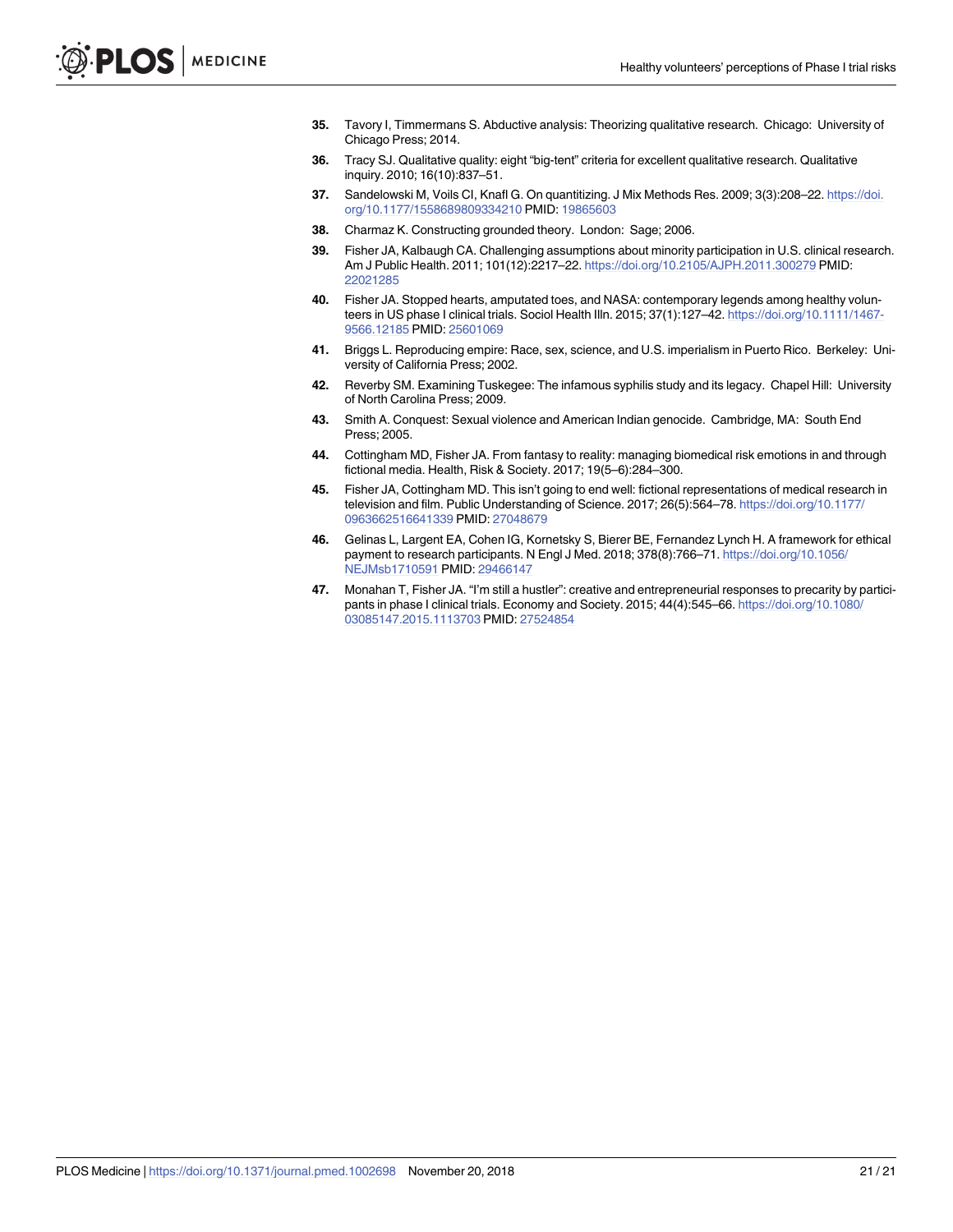35. Tavory I, Timmermans S. Abductive analysis: Theorizing qualitative research. Chicago: University of Chicago Press; 2014.
36. Tracy SJ. Qualitative quality: eight "big-tent" criteria for excellent qualitative research. Qualitative inquiry. 2010; 16(10):837–51.
37. Sandelowski M, Voils CI, Knafl G. On quantitizing. J Mix Methods Res. 2009; 3(3):208–22. https://doi.org/10.1177/1558689809334210 PMID: 19865603
38. Charmaz K. Constructing grounded theory. London: Sage; 2006.
39. Fisher JA, Kalbaugh CA. Challenging assumptions about minority participation in U.S. clinical research. Am J Public Health. 2011; 101(12):2217–22. https://doi.org/10.2105/AJPH.2011.300279 PMID: 22021285
40. Fisher JA. Stopped hearts, amputated toes, and NASA: contemporary legends among healthy volunteers in US phase I clinical trials. Sociol Health Illn. 2015; 37(1):127–42. https://doi.org/10.1111/1467-9566.12185 PMID: 25601069
41. Briggs L. Reproducing empire: Race, sex, science, and U.S. imperialism in Puerto Rico. Berkeley: University of California Press; 2002.
42. Reverby SM. Examining Tuskegee: The infamous syphilis study and its legacy. Chapel Hill: University of North Carolina Press; 2009.
43. Smith A. Conquest: Sexual violence and American Indian genocide. Cambridge, MA: South End Press; 2005.
44. Cottingham MD, Fisher JA. From fantasy to reality: managing biomedical risk emotions in and through fictional media. Health, Risk & Society. 2017; 19(5–6):284–300.
45. Fisher JA, Cottingham MD. This isn't going to end well: fictional representations of medical research in television and film. Public Understanding of Science. 2017; 26(5):564–78. https://doi.org/10.1177/0963662516641339 PMID: 27048679
46. Gelinas L, Largent EA, Cohen IG, Kornetsky S, Bierer BE, Fernandez Lynch H. A framework for ethical payment to research participants. N Engl J Med. 2018; 378(8):766–71. https://doi.org/10.1056/NEJMsb1710591 PMID: 29466147
47. Monahan T, Fisher JA. "I'm still a hustler": creative and entrepreneurial responses to precarity by participants in phase I clinical trials. Economy and Society. 2015; 44(4):545–66. https://doi.org/10.1080/03085147.2015.1113703 PMID: 27524854